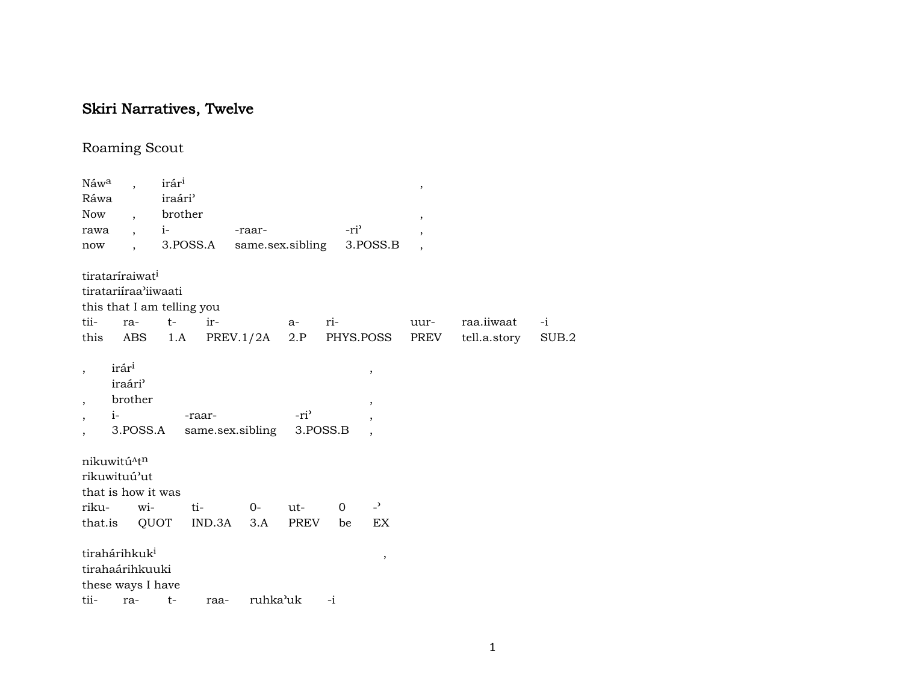# Skiri Narratives, Twelve

## Roaming Scout

| Náw[a] | , | irár[i] | | | , |
|---|---|---|---|---|---|
| Ráwa | | iraári’ | | | |
| Now | , | brother | | | , |
| rawa | , | i- | -raar- | -ri’ | , |
| now | , | 3.POSS.A | same.sex.sibling | 3.POSS.B | , |

| tiratarí­raiwat[i] | | | | | | | | |
|---|---|---|---|---|---|---|---|---|
| tiratariíraa’iiwaati | | | | | | | | |
| this that I am telling you | | | | | | | | |
| tii- | ra- | t- | ir- | a- | ri- | uur- | raa.iiwaat | -i |
| this | ABS | 1.A | PREV.1/2A | 2.P | PHYS.POSS | PREV | tell.a.story | SUB.2 |

| , | irár[i] | | | , |
|---|---|---|---|---|
| | iraári’ | | | |
| , | brother | | | , |
| , | i- | -raar- | -ri’ | , |
| , | 3.POSS.A | same.sex.sibling | 3.POSS.B | , |

| nikuwitú^t[n] | | | | | | |
|---|---|---|---|---|---|---|
| rikuwituú’ut | | | | | | |
| that is how it was | | | | | | |
| riku- | wi- | ti- | 0- | ut- | 0 | -’ |
| that.is | QUOT | IND.3A | 3.A | PREV | be | EX |

| tiraháriħkuk[i] | | | | | , |
|---|---|---|---|---|---|
| tirahaárihkuuki | | | | | |
| these ways I have | | | | | |
| tii- | ra- | t- | raa- | ruhka’uk | -i |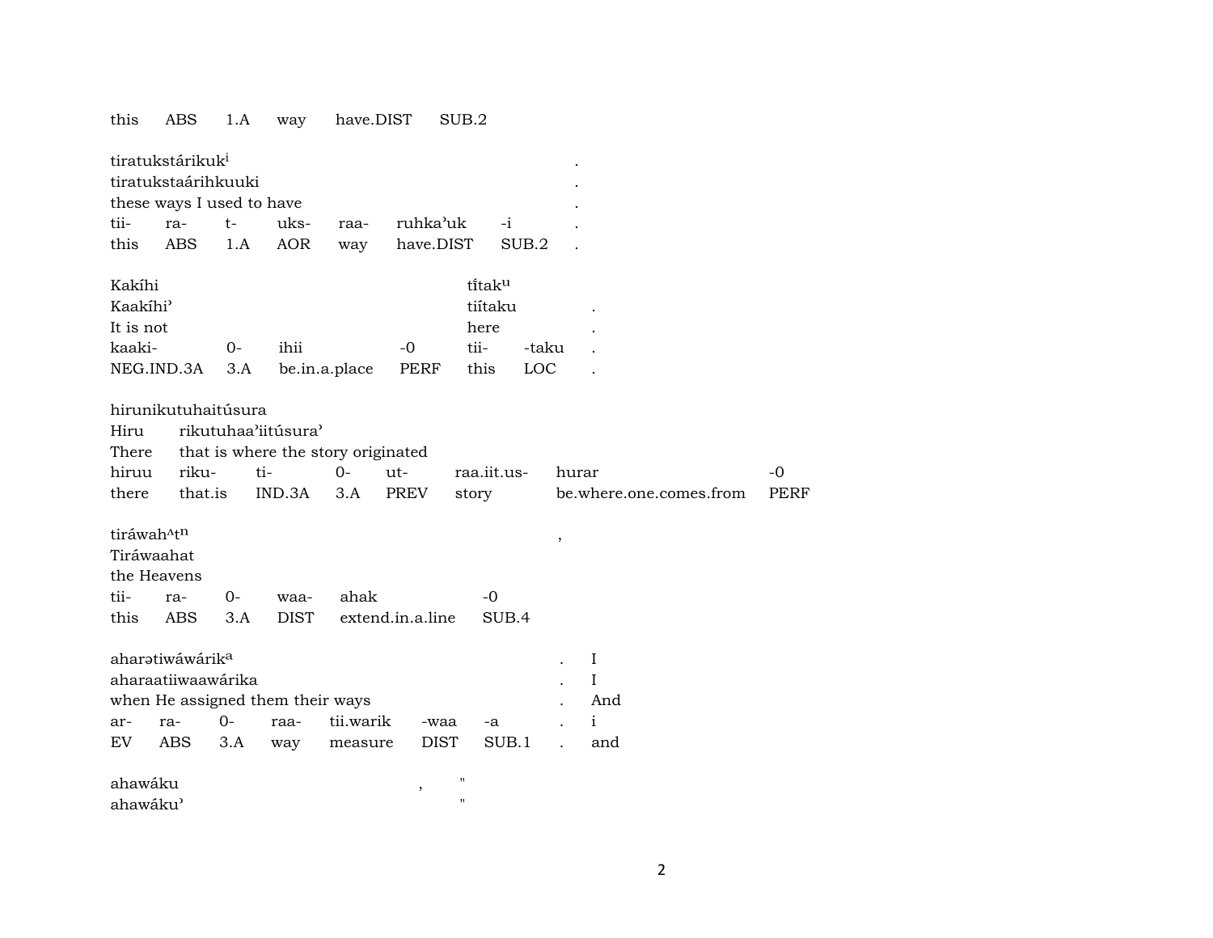this ABS 1.A way have.DIST SUB.2

| | | | | | | |
|---|---|---|---|---|---|---|
| tiratukstárikuk[i] | | | | | | . |
| tiratukstaárihkuuki | | | | | | . |
| these ways I used to have | | | | | | . |
| tii- | ra- | t- | uks- | raa- | ruhkaʾuk | -i . |
| this | ABS | 1.A | AOR | way | have.DIST | SUB.2 . |

| | | | | | | |
|---|---|---|---|---|---|---|
| Kakíhi | | | | tĭ́tak[u] | | |
| Kaakíhiʾ | | | | tiítaku | | . |
| It is not | | | | here | | . |
| kaaki- | 0- | ihii | -0 | tii- | -taku | . |
| NEG.IND.3A | 3.A | be.in.a.place | PERF | this | LOC | . |

| | | | | | | | |
|---|---|---|---|---|---|---|---|
| hirunikutuhaitúsura | | | | | | | |
| Hiru | rikutuhaaʾiitúsuraʾ | | | | | | |
| There | that is where the story originated | | | | | | |
| hiruu | riku- | ti- | 0- | ut- | raa.iit.us- | hurar | -0 |
| there | that.is | IND.3A | 3.A | PREV | story | be.where.one.comes.from | PERF |

| | | | | | | |
|---|---|---|---|---|---|---|
| tiráwahʌt[n] | | | | | | , |
| Tiráwaahat | | | | | | |
| the Heavens | | | | | | |
| tii- | ra- | 0- | waa- | ahak | -0 | |
| this | ABS | 3.A | DIST | extend.in.a.line | SUB.4 | |

| | | | | | | | | |
|---|---|---|---|---|---|---|---|---|
| aharətiwáwárik[a] | | | | | | | . | I |
| aharaatiiwaawárika | | | | | | | . | I |
| when He assigned them their ways | | | | | | | . | And |
| ar- | ra- | 0- | raa- | tii.warik | -waa | -a | . | i |
| EV | ABS | 3.A | way | measure | DIST | SUB.1 | . | and |

ahawáku , "
ahawákuʾ "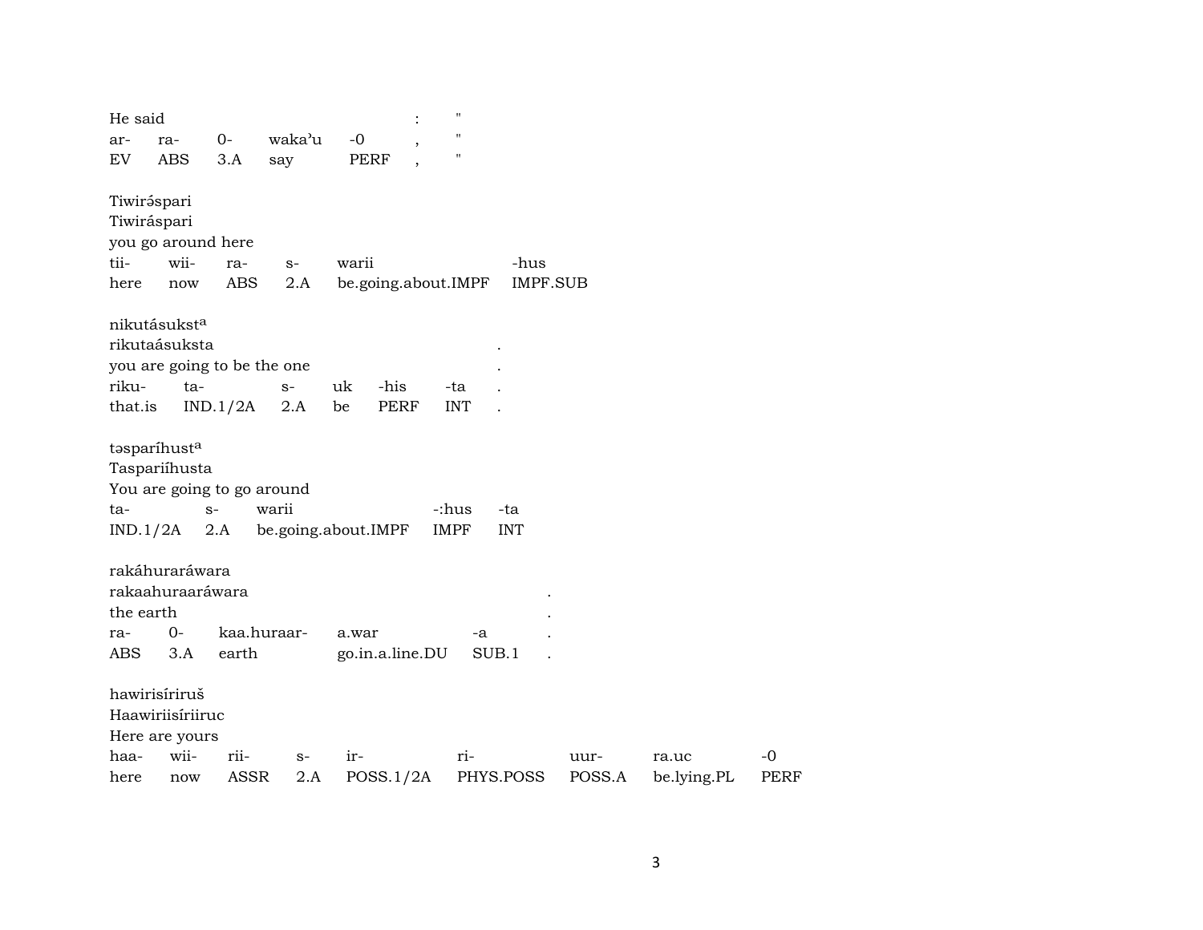He said : "

| ar- | ra- | 0- | waka'u | -0 | , | " |
|---|---|---|---|---|---|---|
| EV | ABS | 3.A | say | PERF | , | " |

Tiwirə́spari
Tiwiráspari
you go around here

| tii- | wii- | ra- | s- | warii | -hus |
|---|---|---|---|---|---|
| here | now | ABS | 2.A | be.going.about.IMPF | IMPF.SUB |

nikutásukst^a
rikutaásuksta .
you are going to be the one .

| riku- | ta- | s- | uk | -his | -ta | . |
|---|---|---|---|---|---|---|
| that.is | IND.1/2A | 2.A | be | PERF | INT | . |

təsparíhust^a
Taspariíhusta
You are going to go around

| ta- | s- | warii | -:hus | -ta |
|---|---|---|---|---|
| IND.1/2A | 2.A | be.going.about.IMPF | IMPF | INT |

rakáhuraráwara
rakaahuraaráwara .
the earth .

| ra- | 0- | kaa.huraar- | a.war | -a | . |
|---|---|---|---|---|---|
| ABS | 3.A | earth | go.in.a.line.DU | SUB.1 | . |

hawirisíriruš
Haawiriisíriiruc
Here are yours

| haa- | wii- | rii- | s- | ir- | ri- | uur- | ra.uc | -0 |
|---|---|---|---|---|---|---|---|---|
| here | now | ASSR | 2.A | POSS.1/2A | PHYS.POSS | POSS.A | be.lying.PL | PERF |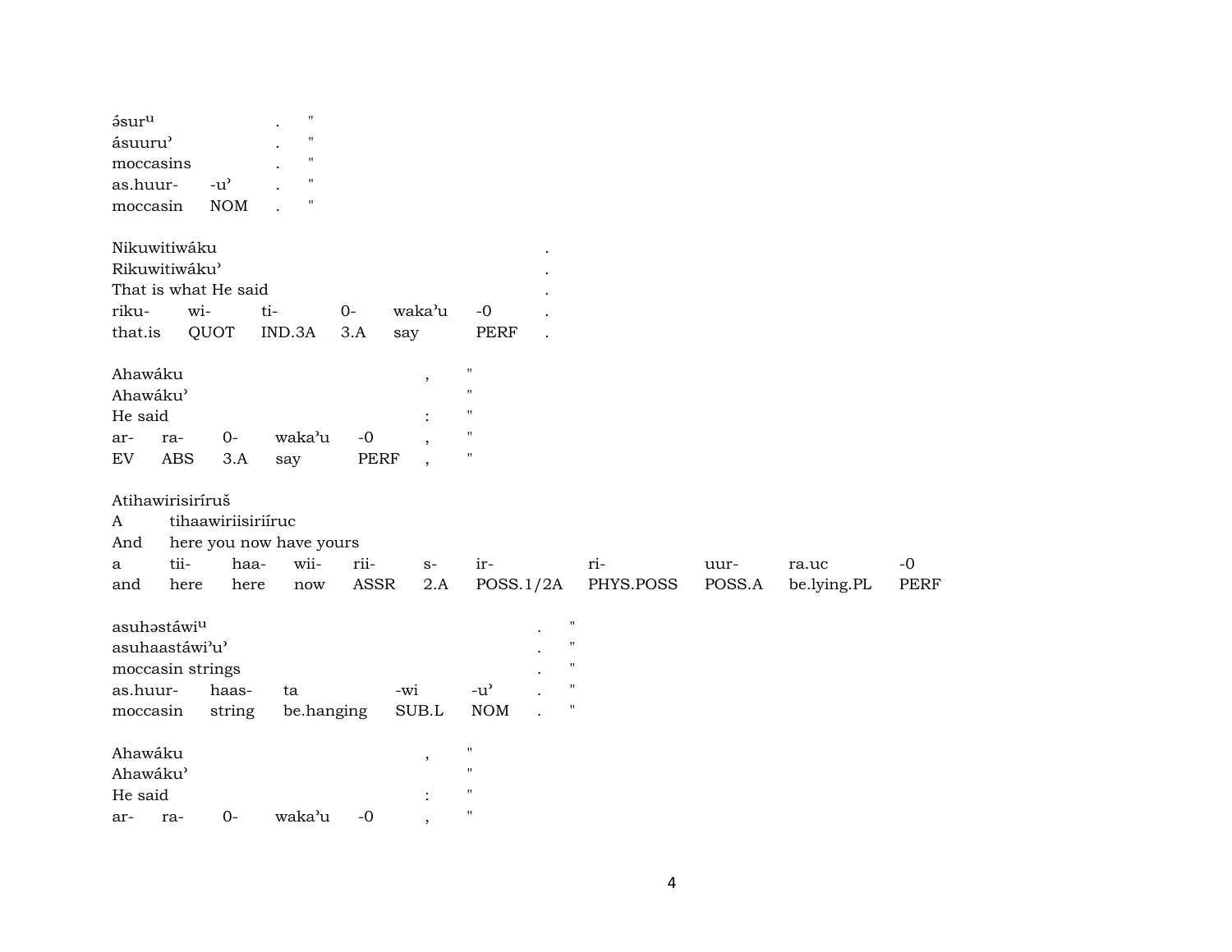ə́sur^u . "
ásuuruʾ . "
moccasins . "
as.huur- -uʾ . "
moccasin NOM . "

Nikuwitiwáku .
Rikuwitiwákuʾ .
That is what He said .
riku- wi- ti- 0- wakaʾu -0 .
that.is QUOT IND.3A 3.A say PERF .

Ahawáku , "
Ahawákuʾ "
He said : "
ar- ra- 0- wakaʾu -0 , "
EV ABS 3.A say PERF , "

Atihawirisiríruš
A tihaawiriisiriíruc
And here you now have yours
a tii- haa- wii- rii- s- ir- ri- uur- ra.uc -0
and here here now ASSR 2.A POSS.1/2A PHYS.POSS POSS.A be.lying.PL PERF

asuhəstáwi^u . "
asuhaastáwiʾuʾ . "
moccasin strings . "
as.huur- haas- ta -wi -uʾ . "
moccasin string be.hanging SUB.L NOM . "

Ahawáku , "
Ahawákuʾ "
He said : "
ar- ra- 0- wakaʾu -0 , "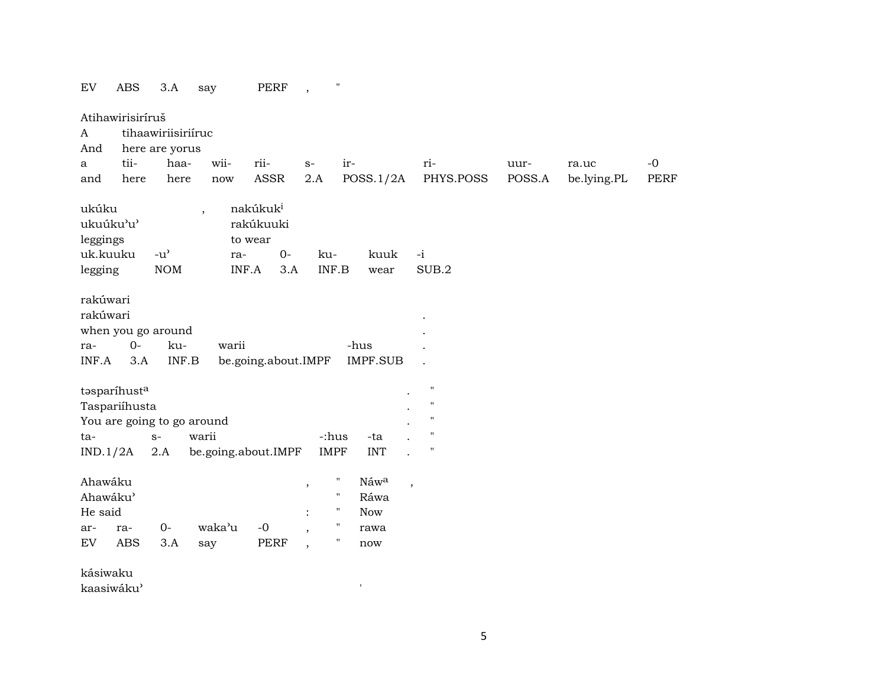| EV | ABS | 3.A | say | PERF | , | " |
|---|---|---|---|---|---|---|

Atihawirisiríruš
A tihaawiriisiriíruc
And here are yorus

| a | tii- | haa- | wii- | rii- | s- | ir- | ri- | uur- | ra.uc | -0 |
|---|---|---|---|---|---|---|---|---|---|---|
| and | here | here | now | ASSR | 2.A | POSS.1/2A | PHYS.POSS | POSS.A | be.lying.PL | PERF |

ukúku , nakúkuk[i]
ukuúku'u' rakúkuuki
leggings to wear

| uk.kuuku | -u' | ra- | 0- | ku- | kuuk | -i |
|---|---|---|---|---|---|---|
| legging | NOM | INF.A | 3.A | INF.B | wear | SUB.2 |

rakúwari
rakúwari .
when you go around .

| ra- | 0- | ku- | warii | -hus | . |
|---|---|---|---|---|---|
| INF.A | 3.A | INF.B | be.going.about.IMPF | IMPF.SUB | . |

təsparíhust[a] . "
Taspariíhusta . "
You are going to go around . "

| ta- | s- | warii | -:hus | -ta | . | " |
|---|---|---|---|---|---|---|
| IND.1/2A | 2.A | be.going.about.IMPF | IMPF | INT | . | " |

Ahawáku , " Náw[a] ,
Ahawáku' " Ráwa
He said : " Now

| ar- | ra- | 0- | waka'u | -0 | , | " | rawa |
|---|---|---|---|---|---|---|---|
| EV | ABS | 3.A | say | PERF | , | " | now |

kásiwaku
kaasiwáku' '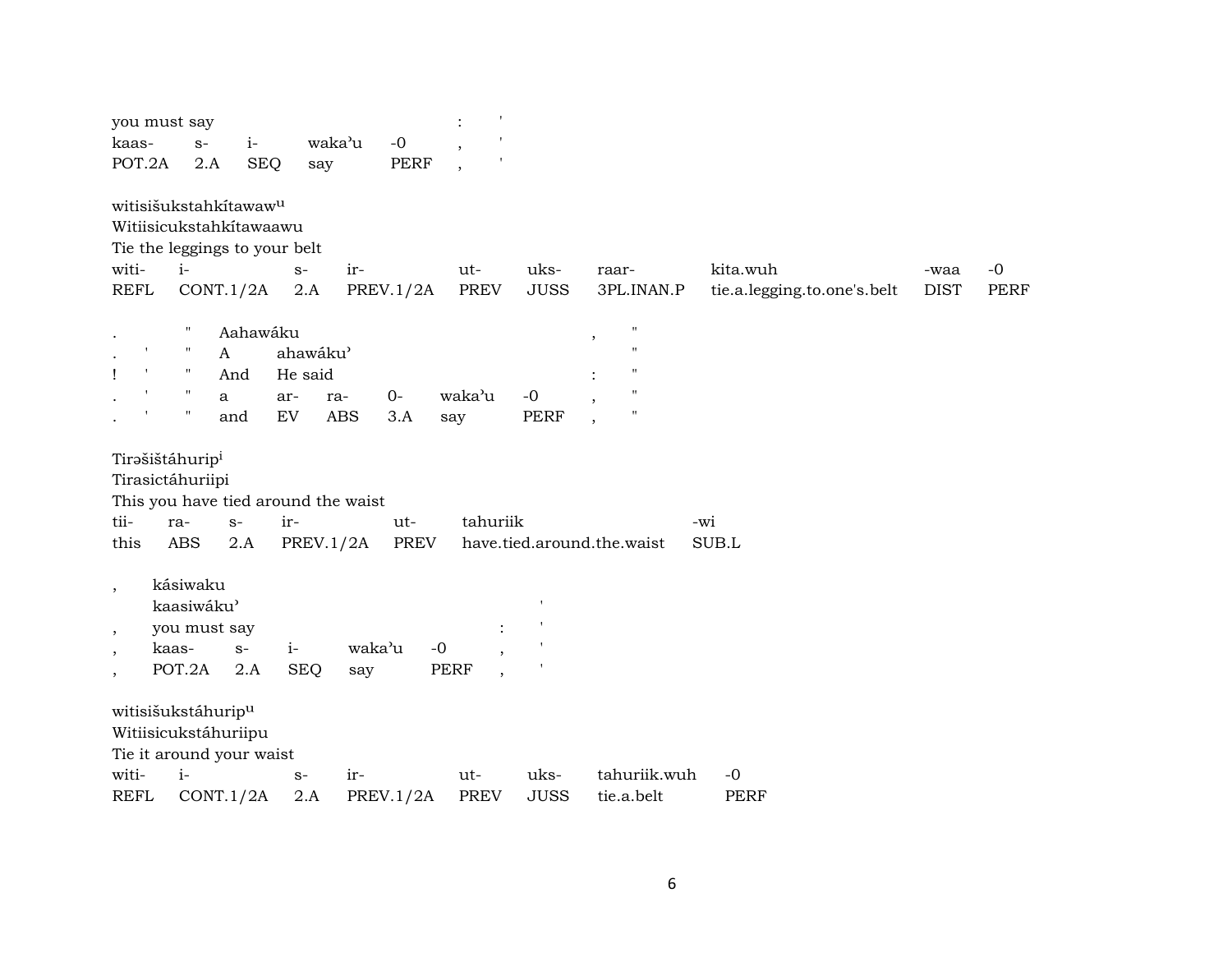| you must say | | | | | : | ' |
|---|---|---|---|---|---|---|
| kaas- | s- | i- | waka'u | -0 | , | ' |
| POT.2A | 2.A | SEQ | say | PERF | , | ' |

witisišukstahkítawaw^u

Witiisicukstahkítawaawu

Tie the leggings to your belt

| witi- | i- | s- | ir- | ut- | uks- | raar- | kita.wuh | -waa | -0 |
|---|---|---|---|---|---|---|---|---|---|
| REFL | CONT.1/2A | 2.A | PREV.1/2A | PREV | JUSS | 3PL.INAN.P | tie.a.legging.to.one's.belt | DIST | PERF |

| . | | " | Aahawáku | | | | | , | " |
|---|---|---|---|---|---|---|---|---|---|
| . | ' | " | A | ahawáku' | | | | | " |
| ! | ' | " | And | He said | | | | : | " |
| . | ' | " | a | ar- | ra- | 0- | waka'u | -0 | , | " |
| . | ' | " | and | EV | ABS | 3.A | say | PERF | , | " |

Tirəšištáhurip^i

Tirasictáhuriipi

This you have tied around the waist

| tii- | ra- | s- | ir- | ut- | tahuriik | -wi |
|---|---|---|---|---|---|---|
| this | ABS | 2.A | PREV.1/2A | PREV | have.tied.around.the.waist | SUB.L |

| , | kásiwaku | | | | | | |
|---|---|---|---|---|---|---|---|
| | kaasiwáku' | | | | | | ' |
| , | you must say | | | | | : | ' |
| , | kaas- | s- | i- | waka'u | -0 | , | ' |
| , | POT.2A | 2.A | SEQ | say | PERF | , | ' |

witisišukstáhurip^u

Witiisicukstáhuriipu

Tie it around your waist

| witi- | i- | s- | ir- | ut- | uks- | tahuriik.wuh | -0 |
|---|---|---|---|---|---|---|---|
| REFL | CONT.1/2A | 2.A | PREV.1/2A | PREV | JUSS | tie.a.belt | PERF |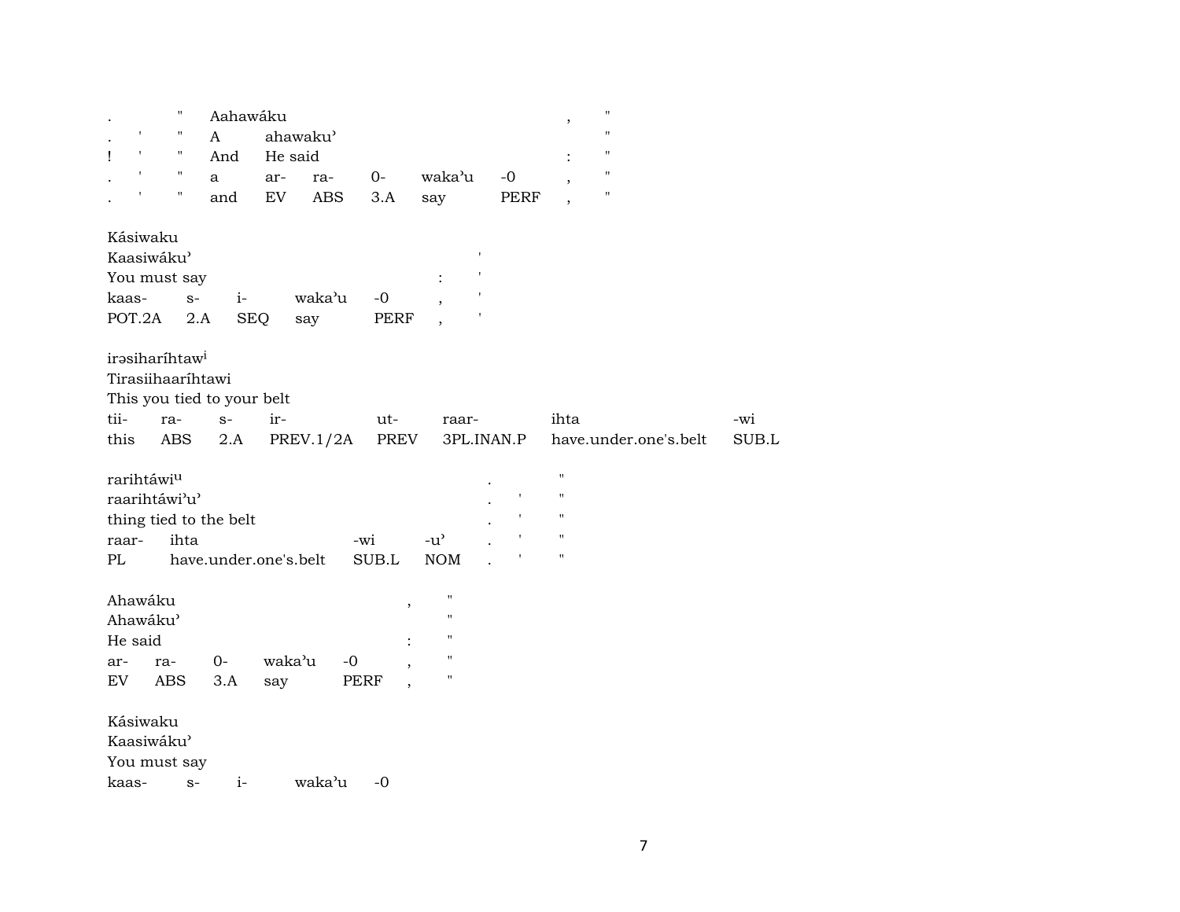| . | " | Aahawáku | | | | | | , | " |
|---|---|---|---|---|---|---|---|---|---|
| . ' | " | A | ahawaku' | | | | | | " |
| ! ' | " | And | He said | | | | | : | " |
| . ' | " | a | ar- | ra- | 0- | waka'u | -0 | , | " |
| . ' | " | and | EV | ABS | 3.A | say | PERF | , | " |

| Kásiwaku | | | | | | |
|---|---|---|---|---|---|---|
| Kaasiwáku' | | | | | | ' |
| You must say | | | | | : | ' |
| kaas- | s- | i- | waka'u | -0 | , | ' |
| POT.2A | 2.A | SEQ | say | PERF | , | ' |

| irəsiharíhtaw[i] | | | | | | | |
|---|---|---|---|---|---|---|---|
| Tirasiihaaríhtawi | | | | | | | |
| This you tied to your belt | | | | | | | |
| tii- | ra- | s- | ir- | ut- | raar- | ihta | -wi |
| this | ABS | 2.A | PREV.1/2A | PREV | 3PL.INAN.P | have.under.one's.belt | SUB.L |

| rarihtáwi[u] | | | | . | | " |
|---|---|---|---|---|---|---|
| raarihtáwi'u' | | | | . | ' | " |
| thing tied to the belt | | | | . | ' | " |
| raar- | ihta | -wi | -u' | . | ' | " |
| PL | have.under.one's.belt | SUB.L | NOM | . | ' | " |

| Ahawáku | | | | | , | " |
|---|---|---|---|---|---|---|
| Ahawáku' | | | | | | " |
| He said | | | | | : | " |
| ar- | ra- | 0- | waka'u | -0 | , | " |
| EV | ABS | 3.A | say | PERF | , | " |

| Kásiwaku | | | | |
|---|---|---|---|---|
| Kaasiwáku' | | | | |
| You must say | | | | |
| kaas- | s- | i- | waka'u | -0 |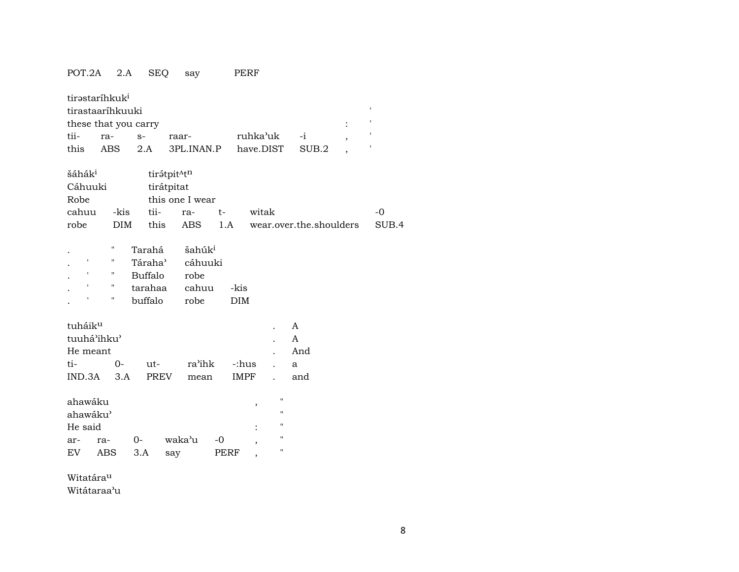POT.2A 2.A SEQ say PERF

tirəstaríhkuk[i]
tirastaaríhkuuki '
these that you carry : '
tii- ra- s- raar- ruhka'uk -i , '
this ABS 2.A 3PL.INAN.P have.DIST SUB.2 , '

šáhák[i] tirə́tpit^t[n]
Cáhuuki tirátpitat
Robe this one I wear
cahuu -kis tii- ra- t- witak -0
robe DIM this ABS 1.A wear.over.the.shoulders SUB.4

. " Tarahá šahúk[i]
. ' " Táraha' cáhuuki
. ' " Buffalo robe
. ' " tarahaa cahuu -kis
. ' " buffalo robe DIM

tuháik[u] . A
tuuhá'ihku' . A
He meant . And
ti- 0- ut- ra'ihk -:hus . a
IND.3A 3.A PREV mean IMPF . and

ahawáku , "
ahawáku' "
He said : "
ar- ra- 0- waka'u -0 , "
EV ABS 3.A say PERF , "

Witatára[u]
Witátaraa'u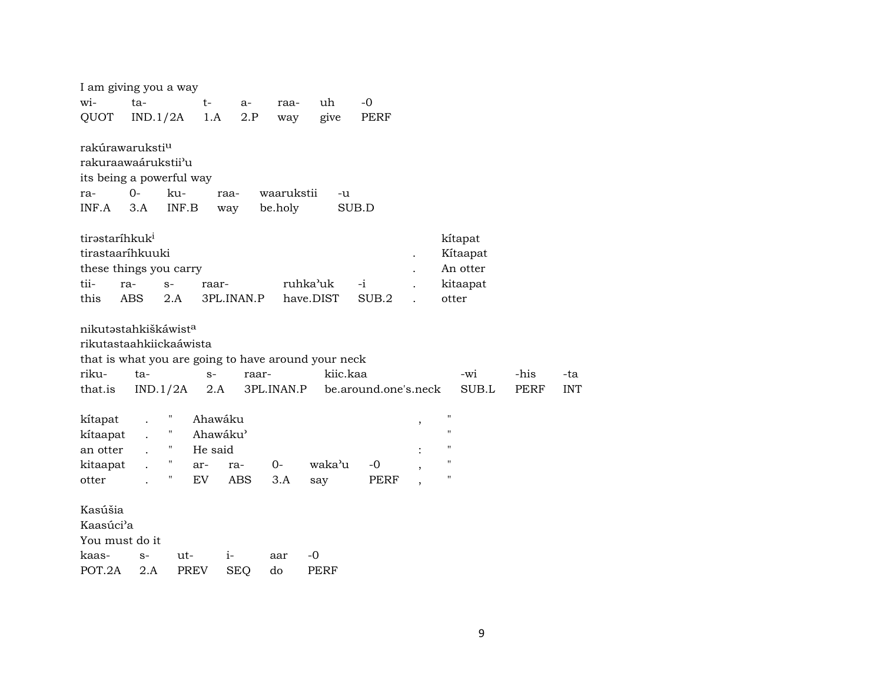I am giving you a way

| wi- | ta- | t- | a- | raa- | uh | -0 |
|---|---|---|---|---|---|---|
| QUOT | IND.1/2A | 1.A | 2.P | way | give | PERF |

rakúrawaruksti[u]
rakuraawaárukstii'u
its being a powerful way

| ra- | 0- | ku- | raa- | waarukstii | -u |
|---|---|---|---|---|---|
| INF.A | 3.A | INF.B | way | be.holy | SUB.D |

| tirəstaríhkuk[i] | | | | | | . | kítapat |
|---|---|---|---|---|---|---|---|
| tirastaaríhkuuki | | | | | | . | Kítaapat |
| these things you carry | | | | | | . | An otter |
| tii- | ra- | s- | raar- | ruhka'uk | -i | . | kitaapat |
| this | ABS | 2.A | 3PL.INAN.P | have.DIST | SUB.2 | . | otter |

nikutəstahkiškáwist[a]
rikutastaahkiickaáwista
that is what you are going to have around your neck

| riku- | ta- | s- | raar- | kiic.kaa | -wi | -his | -ta |
|---|---|---|---|---|---|---|---|
| that.is | IND.1/2A | 2.A | 3PL.INAN.P | be.around.one's.neck | SUB.L | PERF | INT |

| kítapat | . | " | Ahawáku | | | | , | " |
|---|---|---|---|---|---|---|---|---|
| kítaapat | . | " | Ahawáku' | | | | | " |
| an otter | . | " | He said | | | | : | " |
| kitaapat | . | " | ar- | ra- | 0- | waka'u | -0 | , | " |
| otter | . | " | EV | ABS | 3.A | say | PERF | , | " |

Kasúšia
Kaasúci'a
You must do it

| kaas- | s- | ut- | i- | aar | -0 |
|---|---|---|---|---|---|
| POT.2A | 2.A | PREV | SEQ | do | PERF |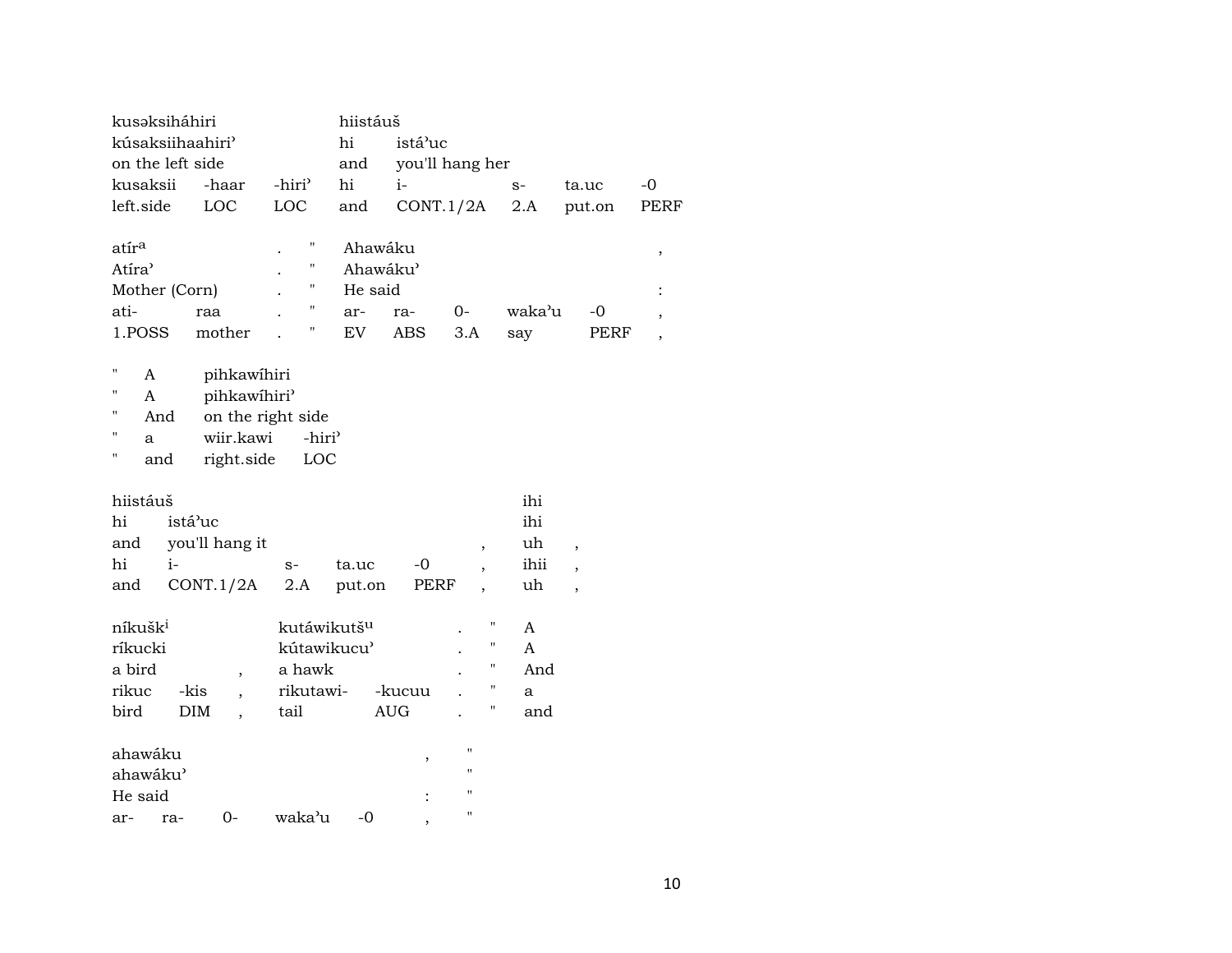| kusəksiháhiri | | | hiistáuš | | | | |
|---|---|---|---|---|---|---|---|
| kúsaksiihaahiriʾ | | | hi | istáʾuc | | | |
| on the left side | | | and | you'll hang her | | | |
| kusaksii | -haar | -hiriʾ | hi | i- | s- | ta.uc | -0 |
| left.side | LOC | LOC | and | CONT.1/2A | 2.A | put.on | PERF |

| atír^a | | . | " | Ahawáku | | | | | , |
|---|---|---|---|---|---|---|---|---|---|
| Atíraʾ | | . | " | Ahawákuʾ | | | | | |
| Mother (Corn) | | . | " | He said | | | | | : |
| ati- | raa | . | " | ar- | ra- | 0- | wakaʾu | -0 | , |
| 1.POSS | mother | . | " | EV | ABS | 3.A | say | PERF | , |

| " | A | pihkawíhiri | |
|---|---|---|---|
| " | A | pihkawíhiriʾ | |
| " | And | on the right side | |
| " | a | wiir.kawi | -hiriʾ |
| " | and | right.side | LOC |

| hiistáuš | | | | | | ihi | |
|---|---|---|---|---|---|---|---|
| hi | istáʾuc | | | | | ihi | |
| and | you'll hang it | | | | , | uh | , |
| hi | i- | s- | ta.uc | -0 | , | ihii | , |
| and | CONT.1/2A | 2.A | put.on | PERF | , | uh | , |

| níkušk^i | | | kutáwikutš^u | | . | " | A |
|---|---|---|---|---|---|---|---|
| ríkucki | | | kútawikucuʾ | | . | " | A |
| a bird | | , | a hawk | | . | " | And |
| rikuc | -kis | , | rikutawi- | -kucuu | . | " | a |
| bird | DIM | , | tail | AUG | . | " | and |

| ahawáku | | | | | , | " |
|---|---|---|---|---|---|---|
| ahawákuʾ | | | | | | " |
| He said | | | | | : | " |
| ar- | ra- | 0- | wakaʾu | -0 | , | " |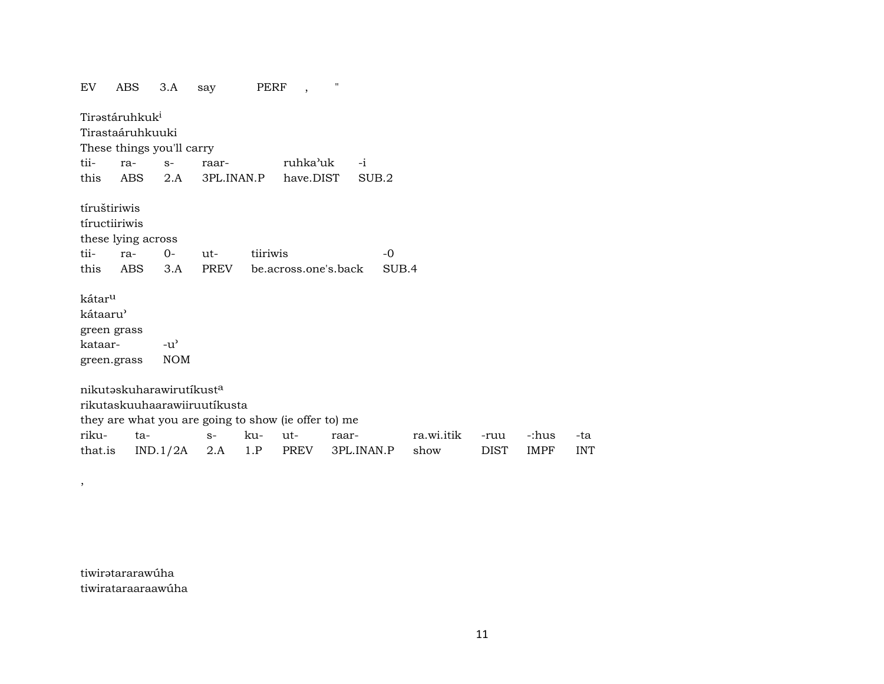| EV | ABS | 3.A | say | PERF | , | " |
|---|---|---|---|---|---|---|

Tirəstáruhkuk[i]
Tirastaáruhkuuki
These things you'll carry

| tii- | ra- | s- | raar- | ruhkaʾuk | -i |
|---|---|---|---|---|---|
| this | ABS | 2.A | 3PL.INAN.P | have.DIST | SUB.2 |

tíruštiriwis
tíructiiriwis
these lying across

| tii- | ra- | 0- | ut- | tiiriwis | -0 |
|---|---|---|---|---|---|
| this | ABS | 3.A | PREV | be.across.one's.back | SUB.4 |

kátar[u]
kátaaruʾ
green grass

| kataar- | -uʾ |
|---|---|
| green.grass | NOM |

nikutəskuharawirutíkust[a]
rikutaskuuhaarawiiruutíkusta
they are what you are going to show (ie offer to) me

| riku- | ta- | s- | ku- | ut- | raar- | ra.wi.itik | -ruu | -:hus | -ta |
|---|---|---|---|---|---|---|---|---|---|
| that.is | IND.1/2A | 2.A | 1.P | PREV | 3PL.INAN.P | show | DIST | IMPF | INT |

,

tiwirətararawúha
tiwirataraaraawúha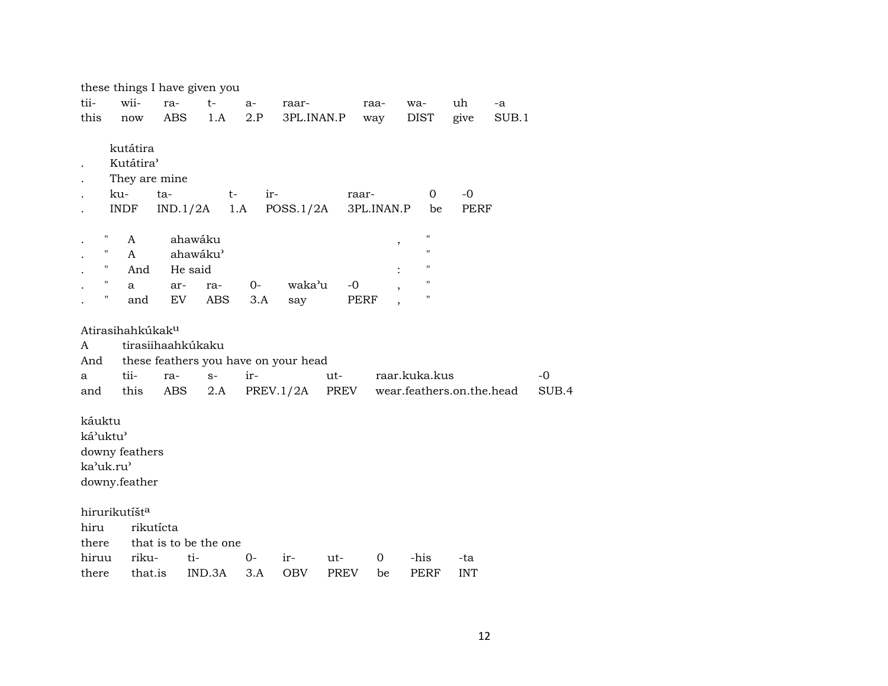these things I have given you

| tii- | wii- | ra- | t- | a- | raar- | raa- | wa- | uh | -a |
|---|---|---|---|---|---|---|---|---|---|
| this | now | ABS | 1.A | 2.P | 3PL.INAN.P | way | DIST | give | SUB.1 |

kutátira

. Kutátira'

. They are mine

| . | ku- | ta- | t- | ir- | raar- | 0 | -0 |
|---|---|---|---|---|---|---|---|
| . | INDF | IND.1/2A | 1.A | POSS.1/2A | 3PL.INAN.P | be | PERF |

| . | " | A | ahawáku | | | | | , | " |
|---|---|---|---|---|---|---|---|---|---|
| . | " | A | ahawáku' | | | | | | " |
| . | " | And | He said | | | | | : | " |
| . | " | a | ar- | ra- | 0- | waka'u | -0 | , | " |
| . | " | and | EV | ABS | 3.A | say | PERF | , | " |

Atirasihahkúkak[u]

A tirasiihaahkúkaku

And these feathers you have on your head

| a | tii- | ra- | s- | ir- | ut- | raar.kuka.kus | -0 |
|---|---|---|---|---|---|---|---|
| and | this | ABS | 2.A | PREV.1/2A | PREV | wear.feathers.on.the.head | SUB.4 |

káuktu

ká'uktu'

downy feathers

ka'uk.ru'

downy.feather

hirurikutíšt[a]

hiru rikutícta

there that is to be the one

| hiruu | riku- | ti- | 0- | ir- | ut- | 0 | -his | -ta |
|---|---|---|---|---|---|---|---|---|
| there | that.is | IND.3A | 3.A | OBV | PREV | be | PERF | INT |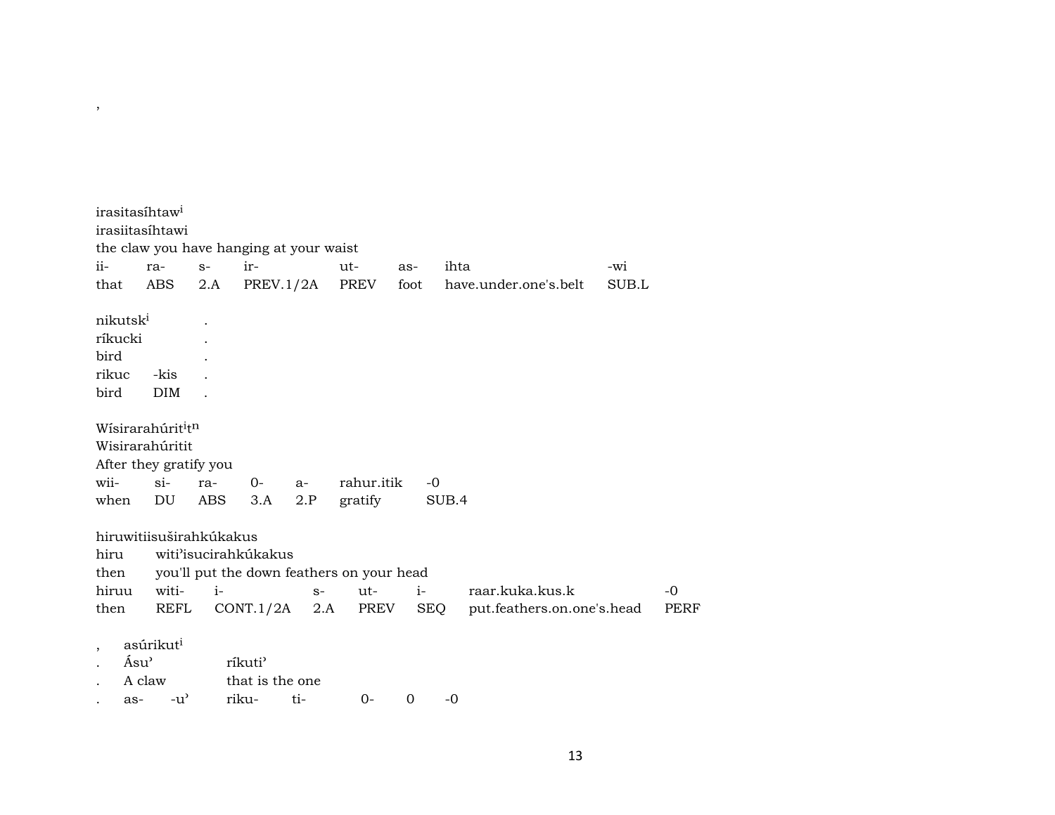,

irasitasíhtaw[i]
irasiitasíhtawi
the claw you have hanging at your waist

| ii- | ra- | s- | ir- | ut- | as- | ihta | -wi |
|---|---|---|---|---|---|---|---|
| that | ABS | 2.A | PREV.1/2A | PREV | foot | have.under.one's.belt | SUB.L |

nikutsk[i] .
ríkucki .
bird .

| rikuc | -kis | . |
|---|---|---|
| bird | DIM | . |

Wísirarahúrit[i]t[n]
Wisirarahúritit
After they gratify you

| wii- | si- | ra- | 0- | a- | rahur.itik | -0 |
|---|---|---|---|---|---|---|
| when | DU | ABS | 3.A | 2.P | gratify | SUB.4 |

hiruwitiisuširahkúkakus
hiru witi'isucirahkúkakus
then you'll put the down feathers on your head

| hiruu | witi- | i- | s- | ut- | i- | raar.kuka.kus.k | -0 |
|---|---|---|---|---|---|---|---|
| then | REFL | CONT.1/2A | 2.A | PREV | SEQ | put.feathers.on.one's.head | PERF |

, asúrikut[i]
. Ásu' ríkuti'
. A claw that is the one

| . | as- | -u' | riku- | ti- | 0- | 0 | -0 |
|---|---|---|---|---|---|---|---|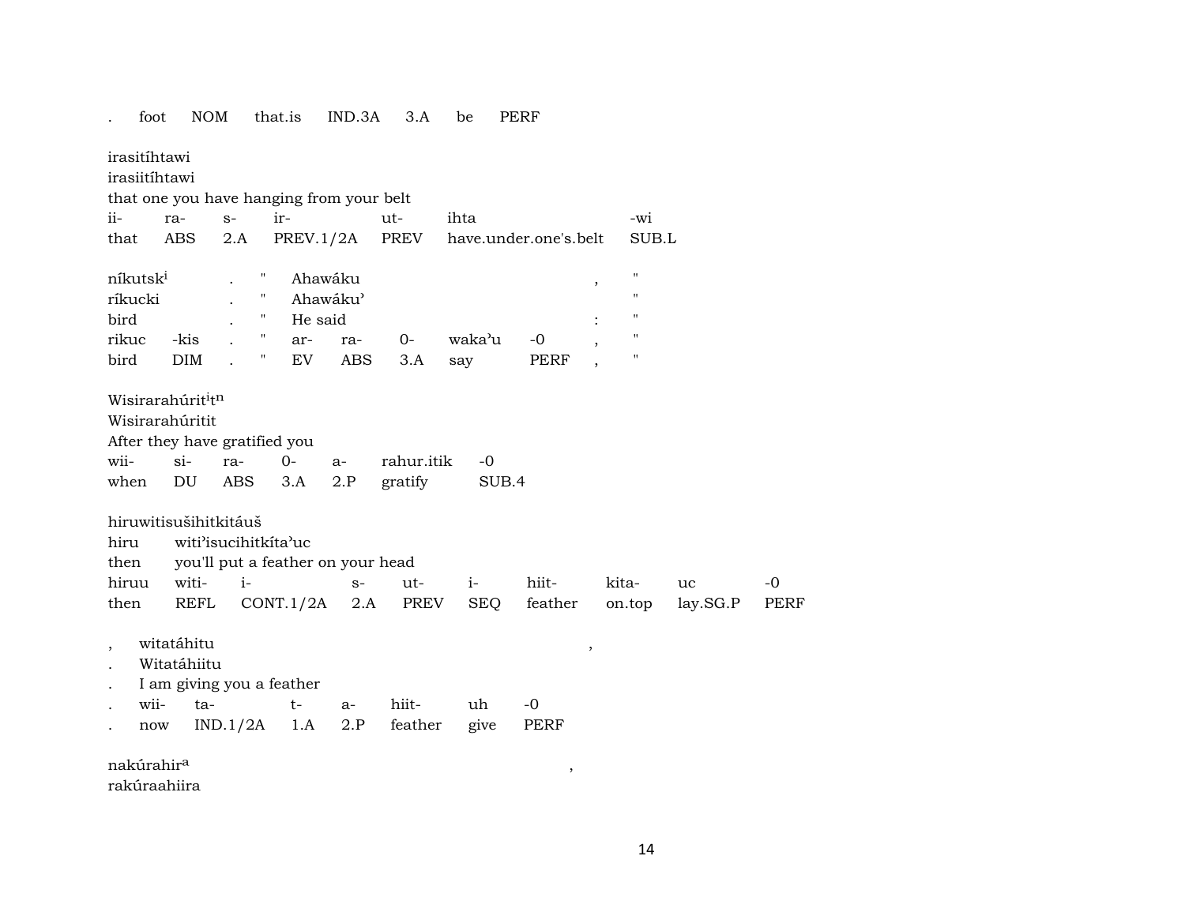. foot NOM that.is IND.3A 3.A be PERF

irasitíhtawi
irasiitíhtawi
that one you have hanging from your belt

| ii- | ra- | s- | ir- | ut- | ihta | -wi |
|---|---|---|---|---|---|---|
| that | ABS | 2.A | PREV.1/2A | PREV | have.under.one's.belt | SUB.L |

| níkutsk[i] | | . | " | Ahawáku | | | | , | " |
|---|---|---|---|---|---|---|---|---|---|
| ríkucki | | . | " | Ahawáku' | | | | | " |
| bird | | . | " | He said | | | | : | " |
| rikuc | -kis | . | " | ar- | ra- | 0- | waka'u | -0 , | " |
| bird | DIM | . | " | EV | ABS | 3.A | say | PERF , | " |

Wisirarahúrit[i]t[n]
Wisirarahúritit
After they have gratified you

| wii- | si- | ra- | 0- | a- | rahur.itik | -0 |
|---|---|---|---|---|---|---|
| when | DU | ABS | 3.A | 2.P | gratify | SUB.4 |

hiruwitisušihitkitáuš
hiru witi'isucihitkíta'uc
then you'll put a feather on your head

| hiruu | witi- | i- | s- | ut- | i- | hiit- | kita- | uc | -0 |
|---|---|---|---|---|---|---|---|---|---|
| then | REFL | CONT.1/2A | 2.A | PREV | SEQ | feather | on.top | lay.SG.P | PERF |

, witatáhitu ,
. Witatáhiitu
. I am giving you a feather

| . | wii- | ta- | t- | a- | hiit- | uh | -0 |
|---|---|---|---|---|---|---|---|
| . | now | IND.1/2A | 1.A | 2.P | feather | give | PERF |

nakúrahir[a] ,
rakúraahiira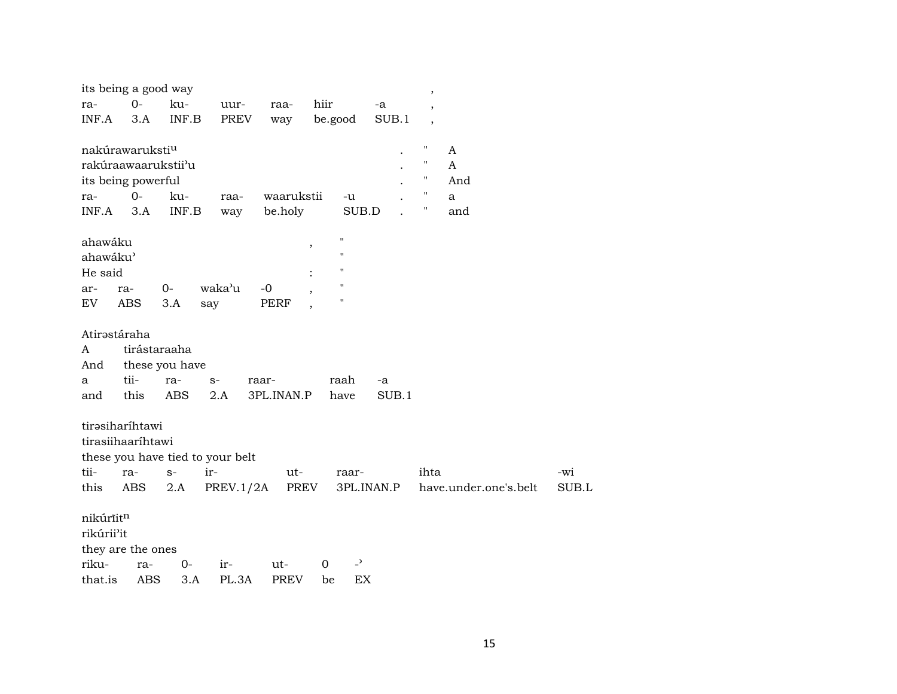| its being a good way | | | | | | | , |
|---|---|---|---|---|---|---|---|
| ra- | 0- | ku- | uur- | raa- | hiir | -a | , |
| INF.A | 3.A | INF.B | PREV | way | be.good | SUB.1 | , |

| nakúrawarukstiᵘ | | | | | | . | " | A |
|---|---|---|---|---|---|---|---|---|
| rakúraawaarukstiiʼu | | | | | | . | " | A |
| its being powerful | | | | | | . | " | And |
| ra- | 0- | ku- | raa- | waarukstii | -u | . | " | a |
| INF.A | 3.A | INF.B | way | be.holy | SUB.D | . | " | and |

| ahawáku | | | | | , | " |
|---|---|---|---|---|---|---|
| ahawákuʼ | | | | | | " |
| He said | | | | | : | " |
| ar- | ra- | 0- | wakaʼu | -0 | , | " |
| EV | ABS | 3.A | say | PERF | , | " |

| Atirəstáraha | | | | | | |
|---|---|---|---|---|---|---|
| A | tirástaraaha | | | | | |
| And | these you have | | | | | |
| a | tii- | ra- | s- | raar- | raah | -a |
| and | this | ABS | 2.A | 3PL.INAN.P | have | SUB.1 |

| tirəsiharíhtawi | | | | | | | |
|---|---|---|---|---|---|---|---|
| tirasiihaaríhtawi | | | | | | | |
| these you have tied to your belt | | | | | | | |
| tii- | ra- | s- | ir- | ut- | raar- | ihta | -wi |
| this | ABS | 2.A | PREV.1/2A | PREV | 3PL.INAN.P | have.under.one's.belt | SUB.L |

| nikúrĭitⁿ | | | | | | |
|---|---|---|---|---|---|---|
| rikúriiʼit | | | | | | |
| they are the ones | | | | | | |
| riku- | ra- | 0- | ir- | ut- | 0 | -ʼ |
| that.is | ABS | 3.A | PL.3A | PREV | be | EX |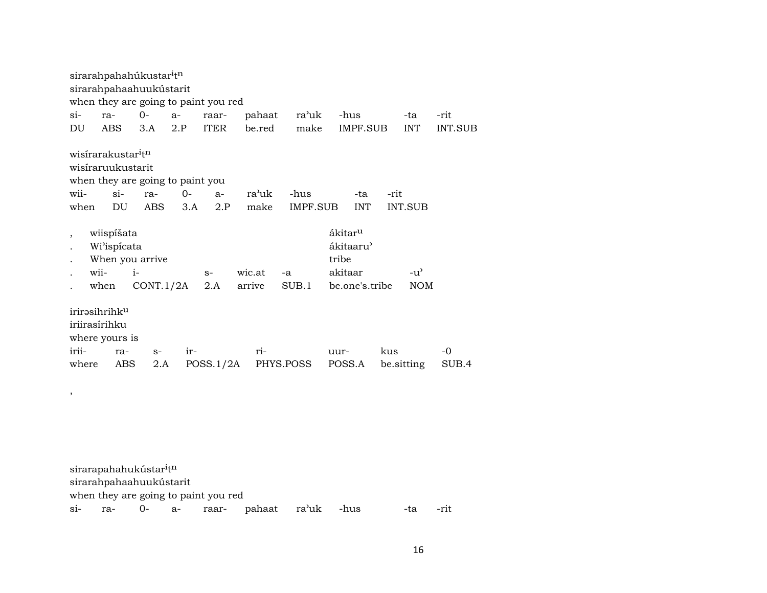sirarahpahahúkustar$^{i}$t$^{n}$
sirarahpahaahuukústarit
when they are going to paint you red

| si- | ra- | 0- | a- | raar- | pahaat | ra'uk | -hus | -ta | -rit |
|---|---|---|---|---|---|---|---|---|---|
| DU | ABS | 3.A | 2.P | ITER | be.red | make | IMPF.SUB | INT | INT.SUB |

wisírarakustar$^{i}$t$^{n}$
wisíraruukustarit
when they are going to paint you

| wii- | si- | ra- | 0- | a- | ra'uk | -hus | -ta | -rit |
|---|---|---|---|---|---|---|---|---|
| when | DU | ABS | 3.A | 2.P | make | IMPF.SUB | INT | INT.SUB |

, wiispíšata ákitar$^{u}$
. Wi'ispícata ákitaaru'
. When you arrive tribe

| . | wii- | i- | s- | wic.at | -a | akitaar | -u' |
|---|---|---|---|---|---|---|---|
| . | when | CONT.1/2A | 2.A | arrive | SUB.1 | be.one's.tribe | NOM |

irirəsihrihk$^{u}$
iriirasírihku
where yours is

| irii- | ra- | s- | ir- | ri- | uur- | kus | -0 |
|---|---|---|---|---|---|---|---|
| where | ABS | 2.A | POSS.1/2A | PHYS.POSS | POSS.A | be.sitting | SUB.4 |

,

sirarapahahukústar$^{i}$t$^{n}$
sirarahpahaahuukústarit
when they are going to paint you red

| si- | ra- | 0- | a- | raar- | pahaat | ra'uk | -hus | -ta | -rit |
|---|---|---|---|---|---|---|---|---|---|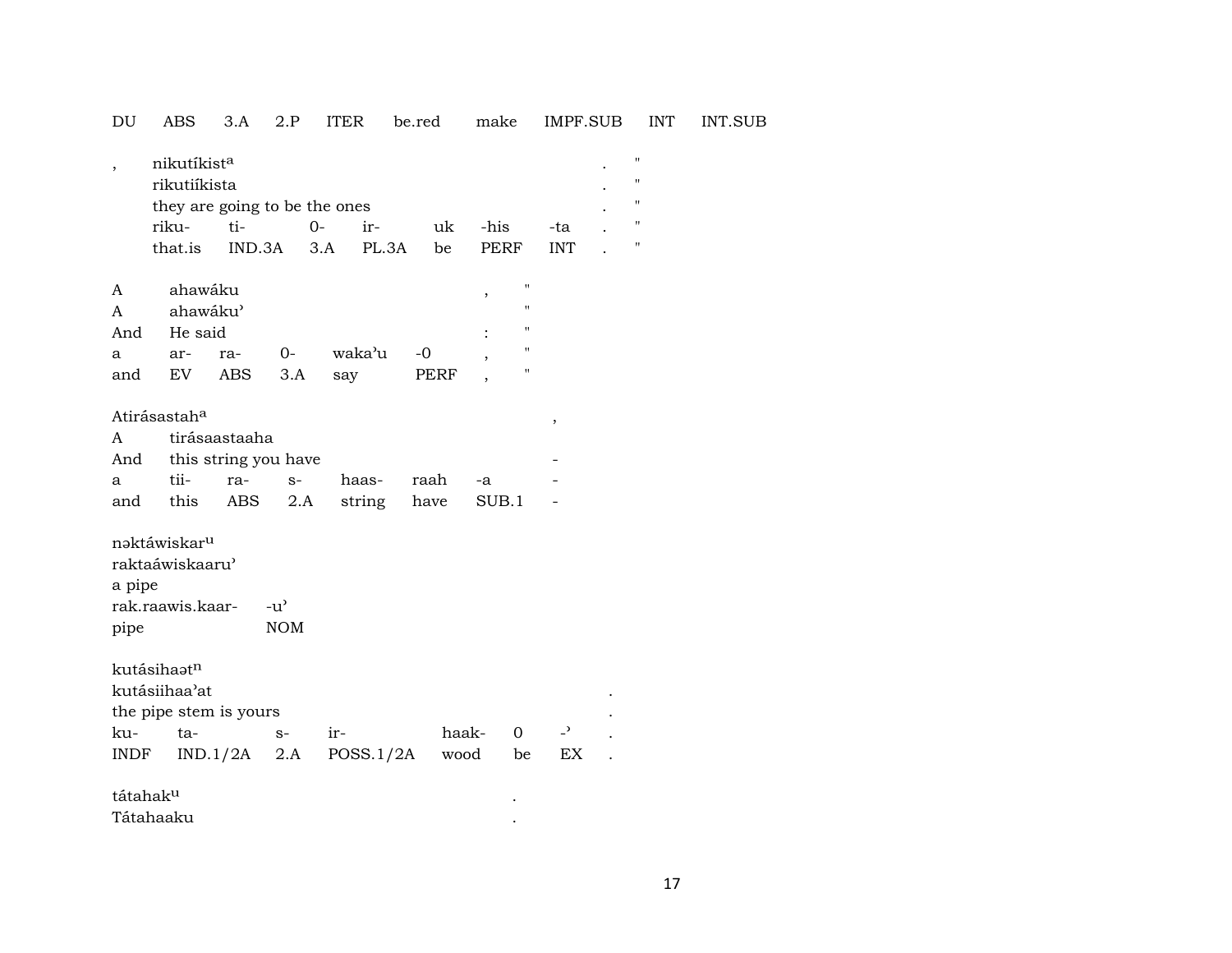DU ABS 3.A 2.P ITER be.red make IMPF.SUB INT INT.SUB

| , | nikutíkist[a] | | | | | | | . | " |
|---|---|---|---|---|---|---|---|---|---|
| | rikutiíkista | | | | | | | . | " |
| | they are going to be the ones | | | | | | | . | " |
| | riku- | ti- | 0- | ir- | uk | -his | -ta | . | " |
| | that.is | IND.3A | 3.A | PL.3A | be | PERF | INT | . | " |

| A | ahawáku | | | | | , | " |
|---|---|---|---|---|---|---|---|
| A | ahawáku' | | | | | | " |
| And | He said | | | | | : | " |
| a | ar- | ra- | 0- | waka'u | -0 | , | " |
| and | EV | ABS | 3.A | say | PERF | , | " |

| Atirásastah[a] | | | | | | | , |
|---|---|---|---|---|---|---|---|
| A | tirásaastaaha | | | | | | |
| And | this string you have | | | | | | - |
| a | tii- | ra- | s- | haas- | raah | -a | - |
| and | this | ABS | 2.A | string | have | SUB.1 | - |

| nəktáwiskar[u] | |
|---|---|
| raktaáwiskaaru' | |
| a pipe | |
| rak.raawis.kaar- | -u' |
| pipe | NOM |

| kutásihaət[n] | | | | | | | . |
|---|---|---|---|---|---|---|---|
| kutásiihaa'at | | | | | | | . |
| the pipe stem is yours | | | | | | | . |
| ku- | ta- | s- | ir- | haak- | 0 | -' | . |
| INDF | IND.1/2A | 2.A | POSS.1/2A | wood | be | EX | . |

| tátahak[u] | . |
|---|---|
| Tátahaaku | . |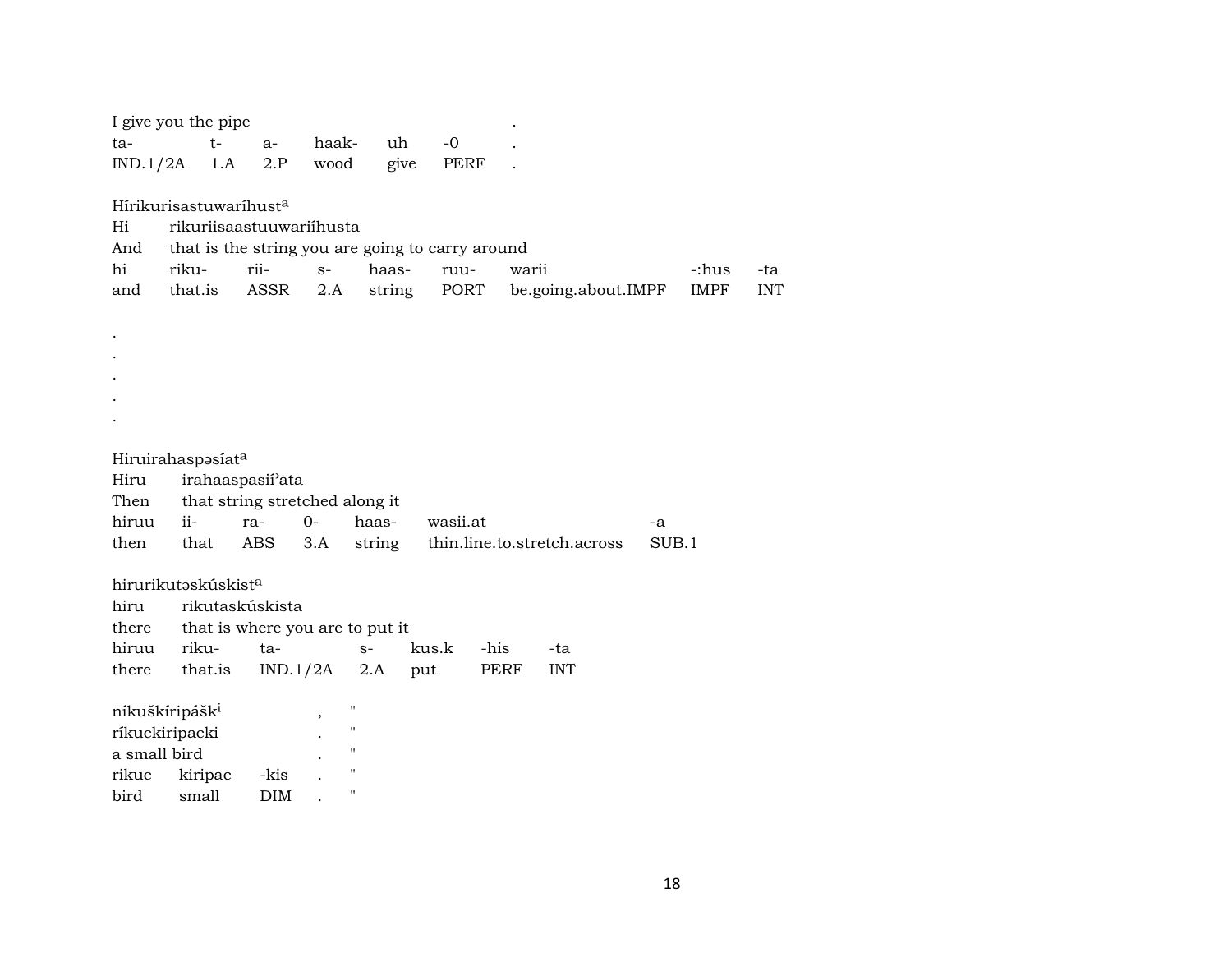I give you the pipe .

| ta- | t- | a- | haak- | uh | -0 | . |
|---|---|---|---|---|---|---|
| IND.1/2A | 1.A | 2.P | wood | give | PERF | . |

Hírikurisastuwaríhust[a]

Hi rikuriisaastuuwariíhusta

And that is the string you are going to carry around

| hi | riku- | rii- | s- | haas- | ruu- | warii | -:hus | -ta |
|---|---|---|---|---|---|---|---|---|
| and | that.is | ASSR | 2.A | string | PORT | be.going.about.IMPF | IMPF | INT |

.
.
.
.
.

Hiruirahaspəsíat[a]

Hiru irahaaspasiíˀata

Then that string stretched along it

| hiruu | ii- | ra- | 0- | haas- | wasii.at | -a |
|---|---|---|---|---|---|---|
| then | that | ABS | 3.A | string | thin.line.to.stretch.across | SUB.1 |

hirurikutəskúskist[a]

hiru rikutaskúskista

there that is where you are to put it

| hiruu | riku- | ta- | s- | kus.k | -his | -ta |
|---|---|---|---|---|---|---|
| there | that.is | IND.1/2A | 2.A | put | PERF | INT |

níkuškíripášk[i] , "

ríkuckiripacki . "

a small bird . "

| rikuc | kiripac | -kis | . | " |
|---|---|---|---|---|
| bird | small | DIM | . | " |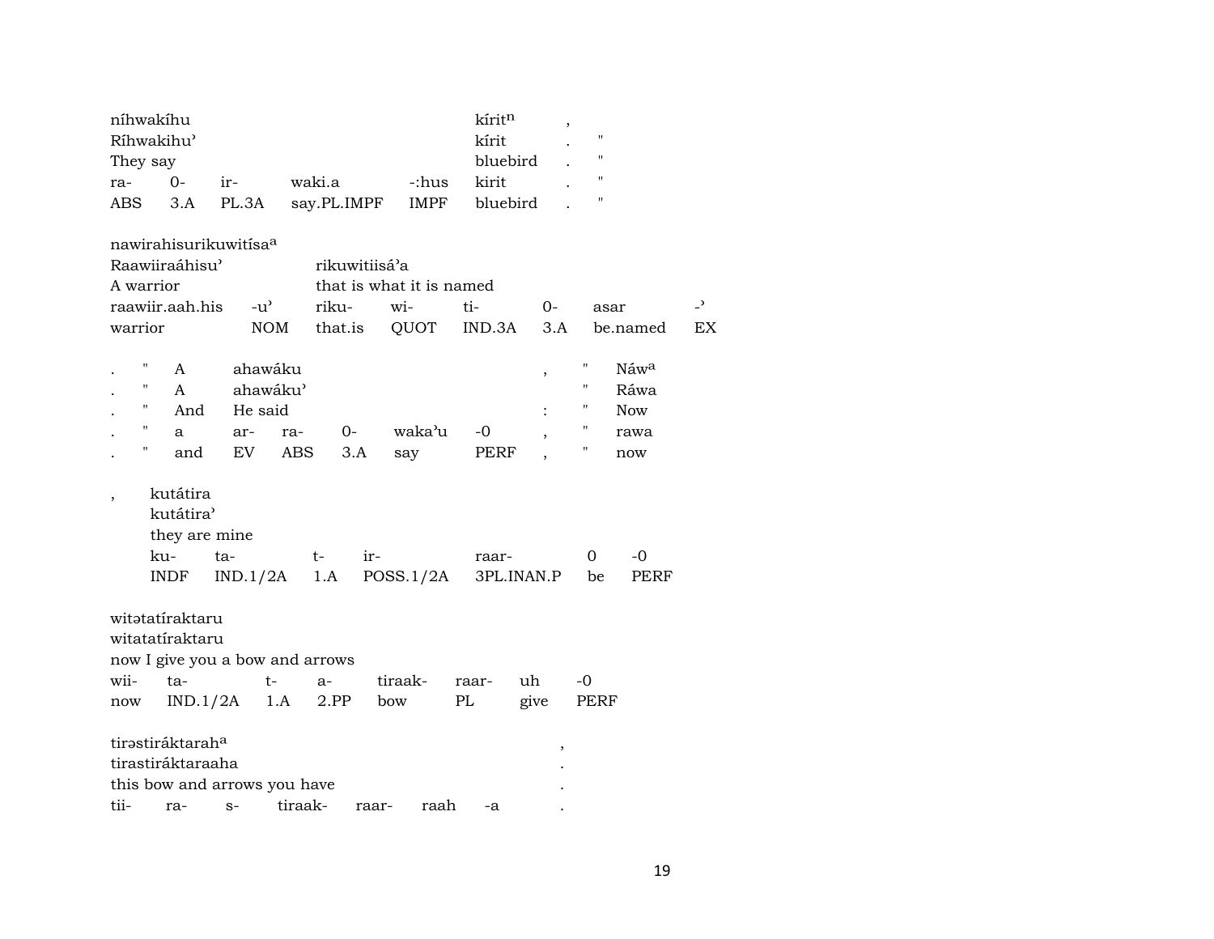| níhwakíhu | | | | | kíritⁿ | , | |
|---|---|---|---|---|---|---|---|
| Ríhwakihu' | | | | | kírit | . | " |
| They say | | | | | bluebird | . | " |
| ra- | 0- | ir- | waki.a | -:hus | kirit | . | " |
| ABS | 3.A | PL.3A | say.PL.IMPF | IMPF | bluebird | . | " |

| nawirahisurikuwitísa[a] | | | | | | | |
|---|---|---|---|---|---|---|---|
| Raawiiraáhisu' | | rikuwitiisá'a | | | | | |
| A warrior | | that is what it is named | | | | | |
| raawiir.aah.his | -u' | riku- | wi- | ti- | 0- | asar | -' |
| warrior | NOM | that.is | QUOT | IND.3A | 3.A | be.named | EX |

| . | " | A | ahawáku | | | | | , | " | Náw[a] |
|---|---|---|---|---|---|---|---|---|---|---|
| . | " | A | ahawáku' | | | | | | " | Ráwa |
| . | " | And | He said | | | | | : | " | Now |
| . | " | a | ar- | ra- | 0- | waka'u | -0 | , | " | rawa |
| . | " | and | EV | ABS | 3.A | say | PERF | , | " | now |

| , | kutátira | | | | | | |
|---|---|---|---|---|---|---|---|
| | kutátira' | | | | | | |
| | they are mine | | | | | | |
| | ku- | ta- | t- | ir- | raar- | 0 | -0 |
| | INDF | IND.1/2A | 1.A | POSS.1/2A | 3PL.INAN.P | be | PERF |

| witətatíraktaru | | | | | | | |
|---|---|---|---|---|---|---|---|
| witatatíraktaru | | | | | | | |
| now I give you a bow and arrows | | | | | | | |
| wii- | ta- | t- | a- | tiraak- | raar- | uh | -0 |
| now | IND.1/2A | 1.A | 2.PP | bow | PL | give | PERF |

| tirəstiráktarah[a] | | | | | | | , |
|---|---|---|---|---|---|---|---|
| tirastiráktaraaha | | | | | | | . |
| this bow and arrows you have | | | | | | | . |
| tii- | ra- | s- | tiraak- | raar- | raah | -a | . |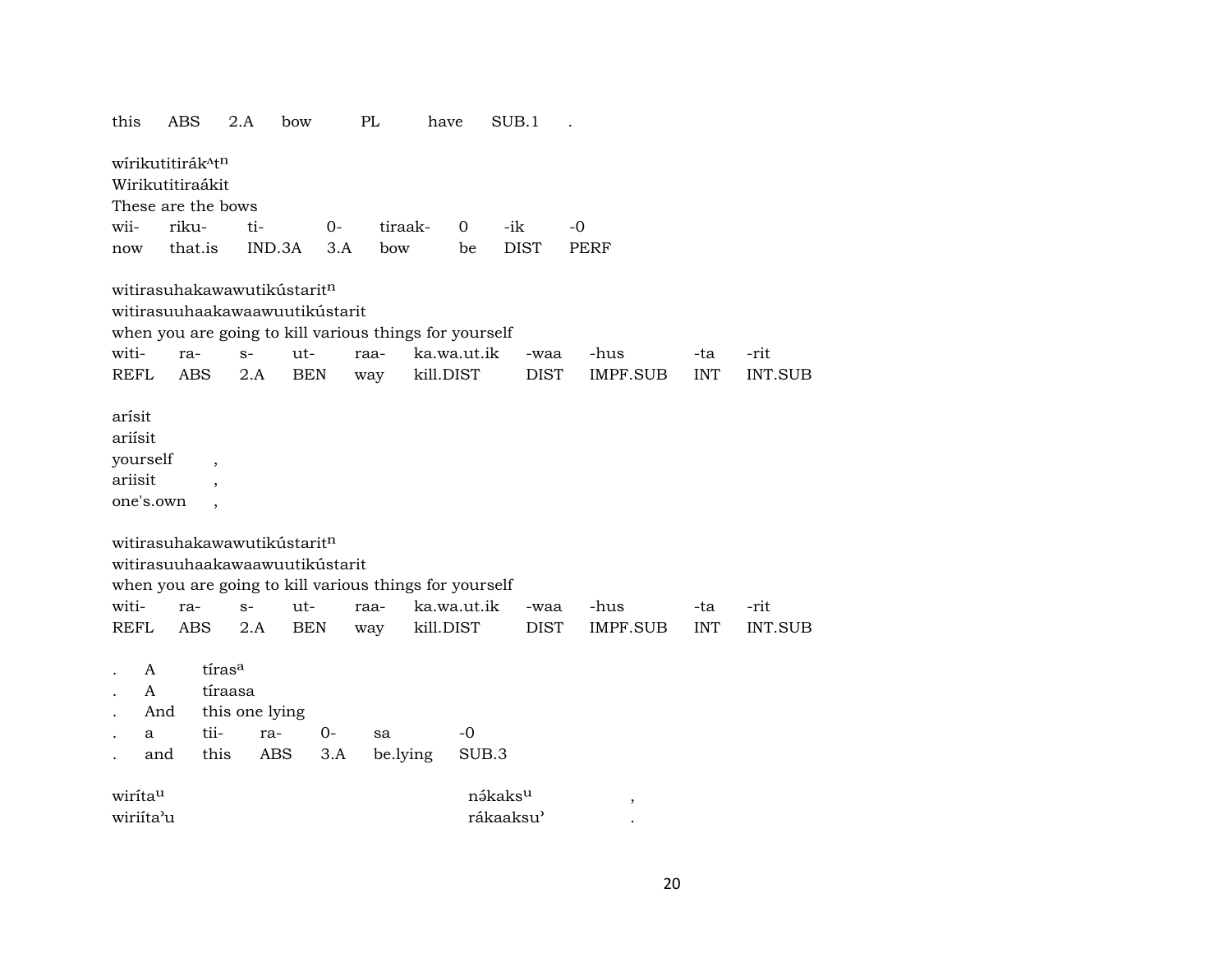| this | ABS | 2.A | bow | PL | have | SUB.1 | . |
|---|---|---|---|---|---|---|---|

wírikutitirák^ʌt^n
Wirikutitiraákit
These are the bows

| wii- | riku- | ti- | 0- | tiraak- | 0 | -ik | -0 |
|---|---|---|---|---|---|---|---|
| now | that.is | IND.3A | 3.A | bow | be | DIST | PERF |

witirasuhakawawutikústarit^n
witirasuuhaakawaawuutikústarit
when you are going to kill various things for yourself

| witi- | ra- | s- | ut- | raa- | ka.wa.ut.ik | -waa | -hus | -ta | -rit |
|---|---|---|---|---|---|---|---|---|---|
| REFL | ABS | 2.A | BEN | way | kill.DIST | DIST | IMPF.SUB | INT | INT.SUB |

arísit
ariísit
yourself ,
ariisit ,
one's.own ,

witirasuhakawawutikústarit^n
witirasuuhaakawaawuutikústarit
when you are going to kill various things for yourself

| witi- | ra- | s- | ut- | raa- | ka.wa.ut.ik | -waa | -hus | -ta | -rit |
|---|---|---|---|---|---|---|---|---|---|
| REFL | ABS | 2.A | BEN | way | kill.DIST | DIST | IMPF.SUB | INT | INT.SUB |

. A tíras^a
. A tíraasa
. And this one lying

| . | a | tii- | ra- | 0- | sa | -0 |
|---|---|---|---|---|---|---|
| . | and | this | ABS | 3.A | be.lying | SUB.3 |

wiríta^u nə́kaks^u ,
wiriíta'u rákaaksu' .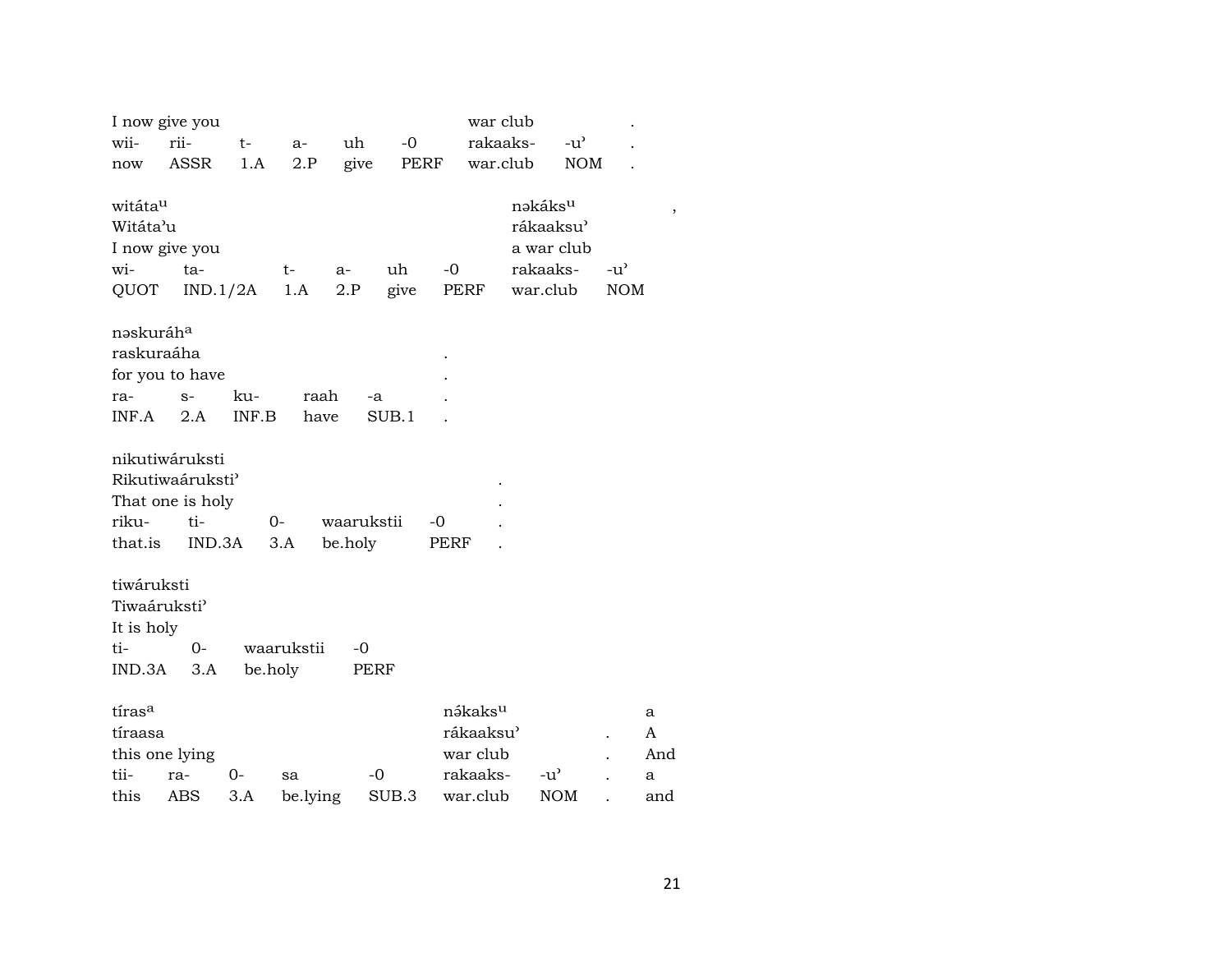| I now give you | | | | | | war club | | . |
|---|---|---|---|---|---|---|---|---|
| wii- | rii- | t- | a- | uh | -0 | rakaaks- | -u' | . |
| now | ASSR | 1.A | 2.P | give | PERF | war.club | NOM | . |

| witáta^u | | | | | | nəkáks^u | | , |
|---|---|---|---|---|---|---|---|---|
| Witáta'u | | | | | | rákaaksu' | | |
| I now give you | | | | | | a war club | | |
| wi- | ta- | t- | a- | uh | -0 | rakaaks- | -u' | |
| QUOT | IND.1/2A | 1.A | 2.P | give | PERF | war.club | NOM | |

| nəskuráh^a | | | | | |
|---|---|---|---|---|---|
| raskuraáha | | | | | . |
| for you to have | | | | | . |
| ra- | s- | ku- | raah | -a | . |
| INF.A | 2.A | INF.B | have | SUB.1 | . |

| nikutiwáruksti | | | | | |
|---|---|---|---|---|---|
| Rikutiwaáruksti' | | | | | . |
| That one is holy | | | | | . |
| riku- | ti- | 0- | waarukstii | -0 | . |
| that.is | IND.3A | 3.A | be.holy | PERF | . |

| tiwáruksti | | | |
|---|---|---|---|
| Tiwaáruksti' | | | |
| It is holy | | | |
| ti- | 0- | waarukstii | -0 |
| IND.3A | 3.A | be.holy | PERF |

| tíras^a | | | | | nə́kaks^u | | | a |
|---|---|---|---|---|---|---|---|---|
| tíraasa | | | | | rákaaksu' | | . | A |
| this one lying | | | | | war club | | . | And |
| tii- | ra- | 0- | sa | -0 | rakaaks- | -u' | . | a |
| this | ABS | 3.A | be.lying | SUB.3 | war.club | NOM | . | and |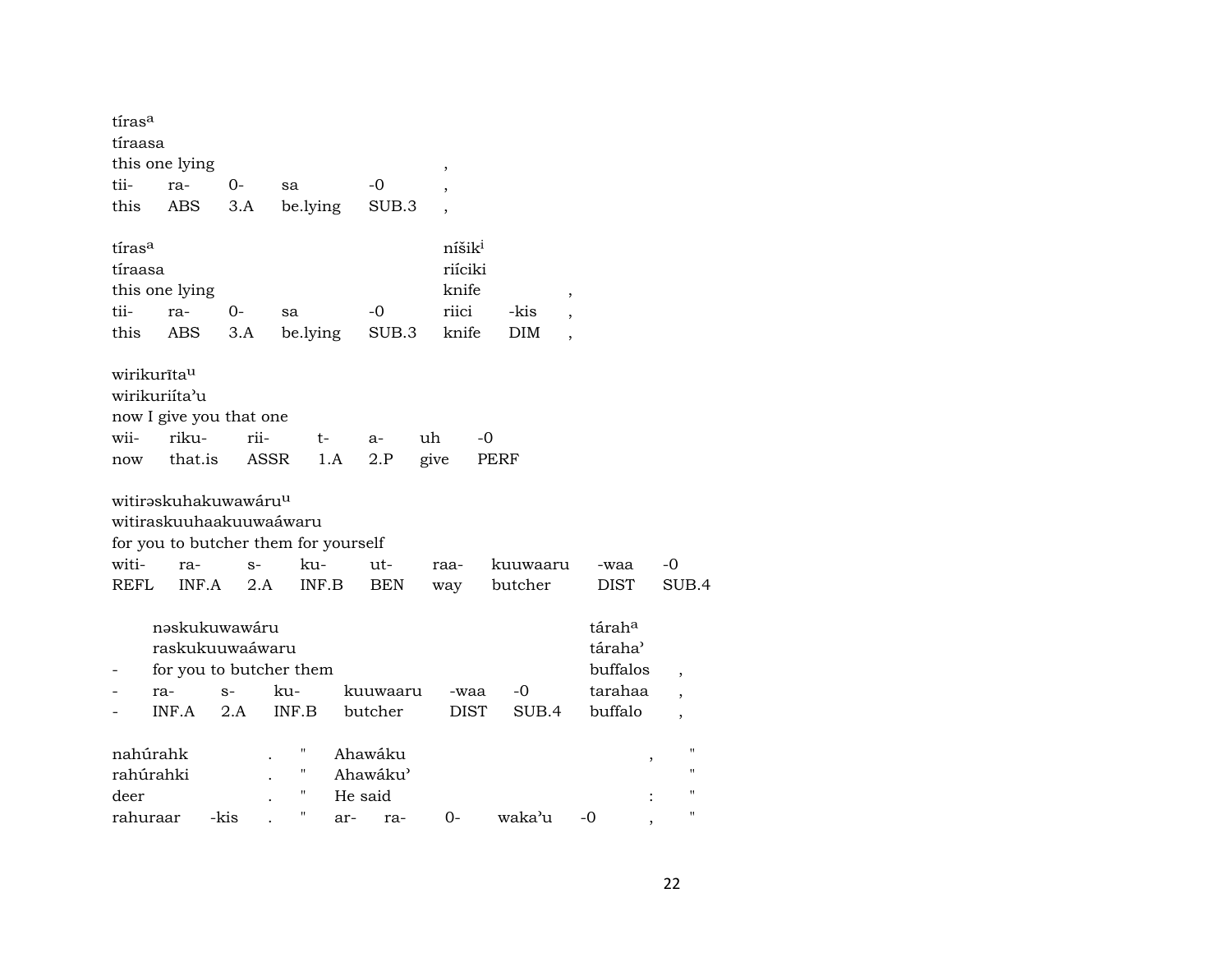tíras[a]
tíraasa
this one lying ,

| tii- | ra- | 0- | sa | -0 | , |
|---|---|---|---|---|---|
| this | ABS | 3.A | be.lying | SUB.3 | , |

tíras[a] níšik[i]
tíraasa riíciki
this one lying knife ,

| tii- | ra- | 0- | sa | -0 | riici | -kis | , |
|---|---|---|---|---|---|---|---|
| this | ABS | 3.A | be.lying | SUB.3 | knife | DIM | , |

wirikurīta[u]
wirikuriíta'u
now I give you that one

| wii- | riku- | rii- | t- | a- | uh | -0 |
|---|---|---|---|---|---|---|
| now | that.is | ASSR | 1.A | 2.P | give | PERF |

witirəskuhakuwawáru[u]
witiraskuuhaakuuwaáwaru
for you to butcher them for yourself

| witi- | ra- | s- | ku- | ut- | raa- | kuuwaaru | -waa | -0 |
|---|---|---|---|---|---|---|---|---|
| REFL | INF.A | 2.A | INF.B | BEN | way | butcher | DIST | SUB.4 |

nəskukuwawáru tárah[a]
raskukuuwaáwaru táraha'
- for you to butcher them buffalos ,

| - | ra- | s- | ku- | kuuwaaru | -waa | -0 | tarahaa | , |
|---|---|---|---|---|---|---|---|---|
| - | INF.A | 2.A | INF.B | butcher | DIST | SUB.4 | buffalo | , |

nahúrahk . " Ahawáku , "
rahúrahki . " Ahawáku' "
deer . " He said : "

| rahuraar | -kis | . | " | ar- | ra- | 0- | waka'u | -0 | , | " |
|---|---|---|---|---|---|---|---|---|---|---|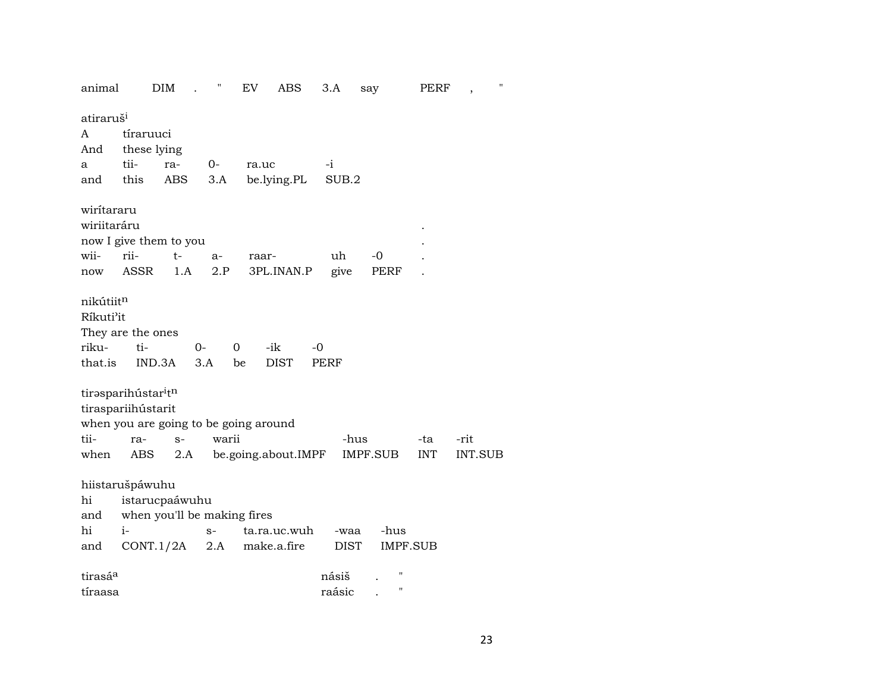animal DIM . " EV ABS 3.A say PERF , "

atiraruš[i]
A tíraruuci
And these lying
a tii- ra- 0- ra.uc -i
and this ABS 3.A be.lying.PL SUB.2

wirítararu
wiriitaráru .
now I give them to you .
wii- rii- t- a- raar- uh -0 .
now ASSR 1.A 2.P 3PL.INAN.P give PERF .

nikútiit[n]
Ríkuti'it
They are the ones
riku- ti- 0- 0 -ik -0
that.is IND.3A 3.A be DIST PERF

tirəsparihústar[i]t[n]
tiraspariihústarit
when you are going to be going around
tii- ra- s- warii -hus -ta -rit
when ABS 2.A be.going.about.IMPF IMPF.SUB INT INT.SUB

hiistarušpáwuhu
hi istarucpaáwuhu
and when you'll be making fires
hi i- s- ta.ra.uc.wuh -waa -hus
and CONT.1/2A 2.A make.a.fire DIST IMPF.SUB

tirasá[a] násiš . "
tíraasa raásic . "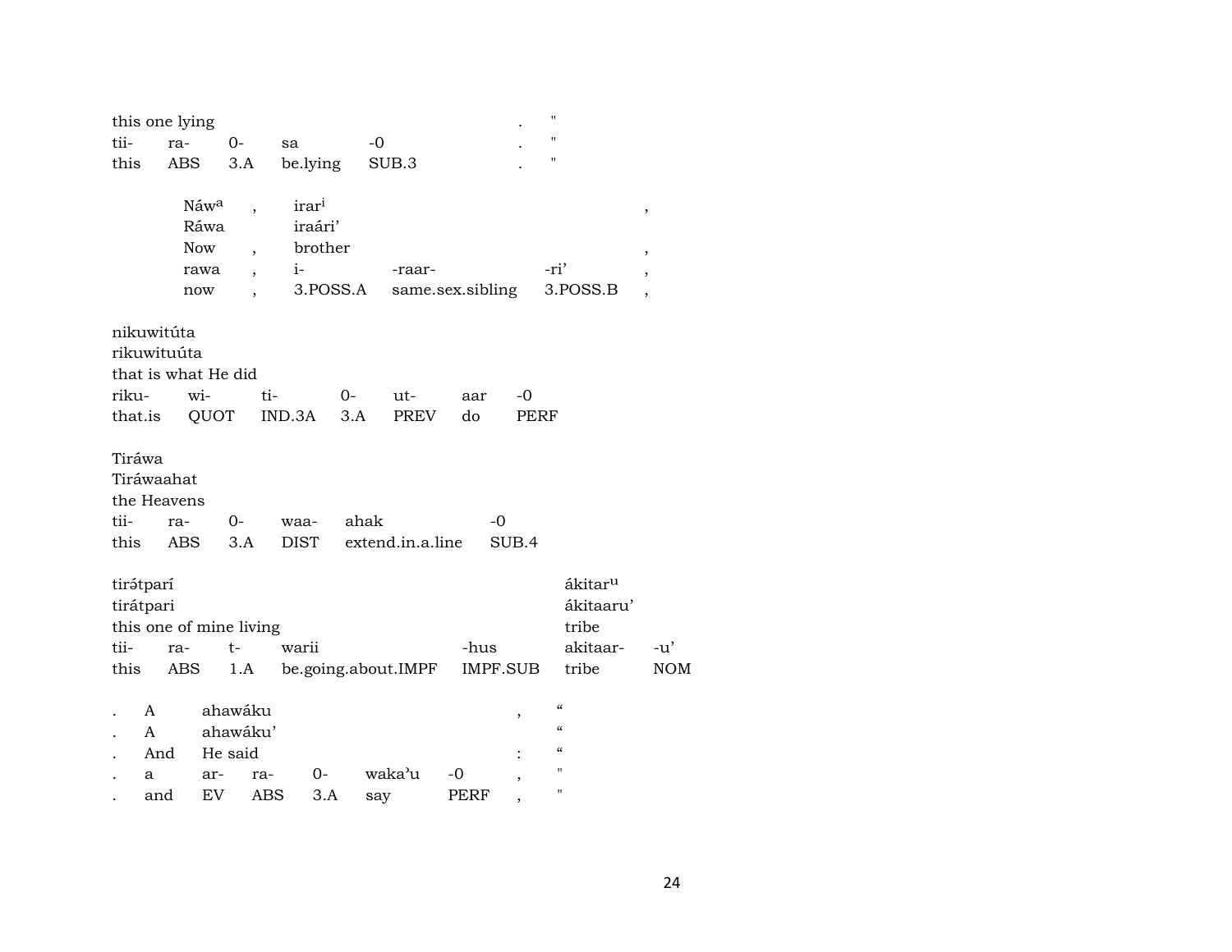| | | | | | | |
|---|---|---|---|---|---|---|
| this one lying | | | | | . | " |
| tii- | ra- | 0- | sa | -0 | . | " |
| this | ABS | 3.A | be.lying | SUB.3 | . | " |

| | | | | | |
|---|---|---|---|---|---|
| Náw[a] | , | irar[i] | | | , |
| Ráwa | | iraári' | | | |
| Now | , | brother | | | , |
| rawa | , | i- | -raar- | -ri' | , |
| now | , | 3.POSS.A | same.sex.sibling | 3.POSS.B | , |

| | | | | | | |
|---|---|---|---|---|---|---|
| nikuwitúta | | | | | | |
| rikuwituúta | | | | | | |
| that is what He did | | | | | | |
| riku- | wi- | ti- | 0- | ut- | aar | -0 |
| that.is | QUOT | IND.3A | 3.A | PREV | do | PERF |

| | | | | | |
|---|---|---|---|---|---|
| Tiráwa | | | | | |
| Tiráwaahat | | | | | |
| the Heavens | | | | | |
| tii- | ra- | 0- | waa- | ahak | -0 |
| this | ABS | 3.A | DIST | extend.in.a.line | SUB.4 |

| | | | | | | |
|---|---|---|---|---|---|---|
| tirətparí | | | | | ákitar[u] | |
| tirátpari | | | | | ákitaaru' | |
| this one of mine living | | | | | tribe | |
| tii- | ra- | t- | warii | -hus | akitaar- | -u' |
| this | ABS | 1.A | be.going.about.IMPF | IMPF.SUB | tribe | NOM |

| | | | | | | | | |
|---|---|---|---|---|---|---|---|---|
| . | A | ahawáku | | | | | , | " |
| . | A | ahawáku' | | | | | | " |
| . | And | He said | | | | | : | " |
| . | a | ar- | ra- | 0- | waka'u | -0 | , | " |
| . | and | EV | ABS | 3.A | say | PERF | , | " |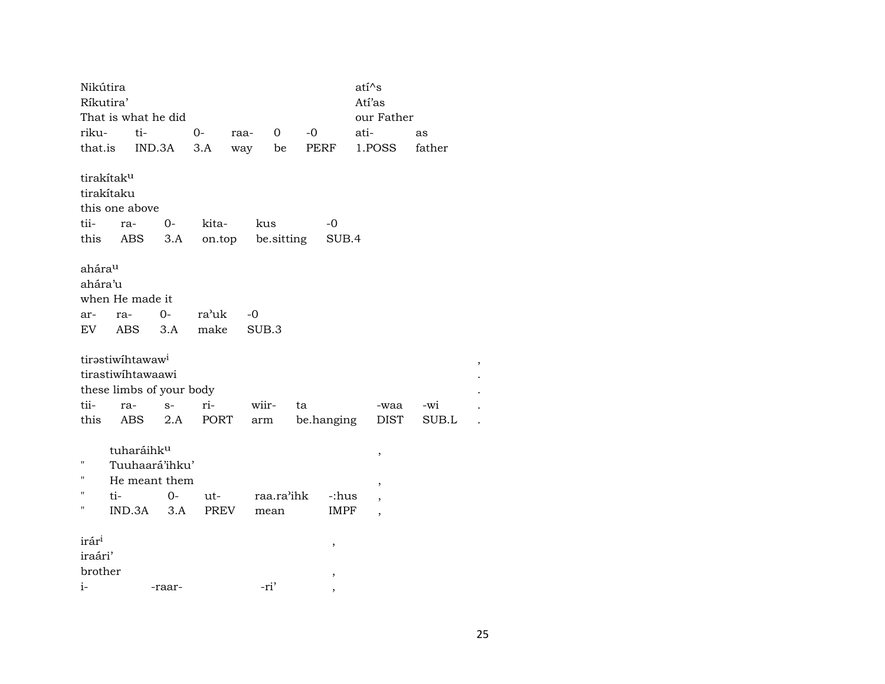Nikútira atí^s
Ríkutira' Atí'as
That is what he did our Father

| riku- | ti- | 0- | raa- | 0 | -0 | ati- | as |
|---|---|---|---|---|---|---|---|
| that.is | IND.3A | 3.A | way | be | PERF | 1.POSS | father |

tirakítak^u
tirakítaku
this one above

| tii- | ra- | 0- | kita- | kus | -0 |
|---|---|---|---|---|---|
| this | ABS | 3.A | on.top | be.sitting | SUB.4 |

ahára^u
ahára'u
when He made it

| ar- | ra- | 0- | ra'uk | -0 |
|---|---|---|---|---|
| EV | ABS | 3.A | make | SUB.3 |

tirəstiwíhtawaw^i ,
tirastiwíhtawaawi .
these limbs of your body .

| tii- | ra- | s- | ri- | wiir- | ta | -waa | -wi | . |
|---|---|---|---|---|---|---|---|---|
| this | ABS | 2.A | PORT | arm | be.hanging | DIST | SUB.L | . |

tuharáihk^u ,
" Tuuhaará'ihku'
" He meant them ,

| " | ti- | 0- | ut- | raa.ra'ihk | -:hus | , |
|---|---|---|---|---|---|---|
| " | IND.3A | 3.A | PREV | mean | IMPF | , |

irár^i ,
iraári'
brother ,

| i- | -raar- | -ri' | , |
|---|---|---|---|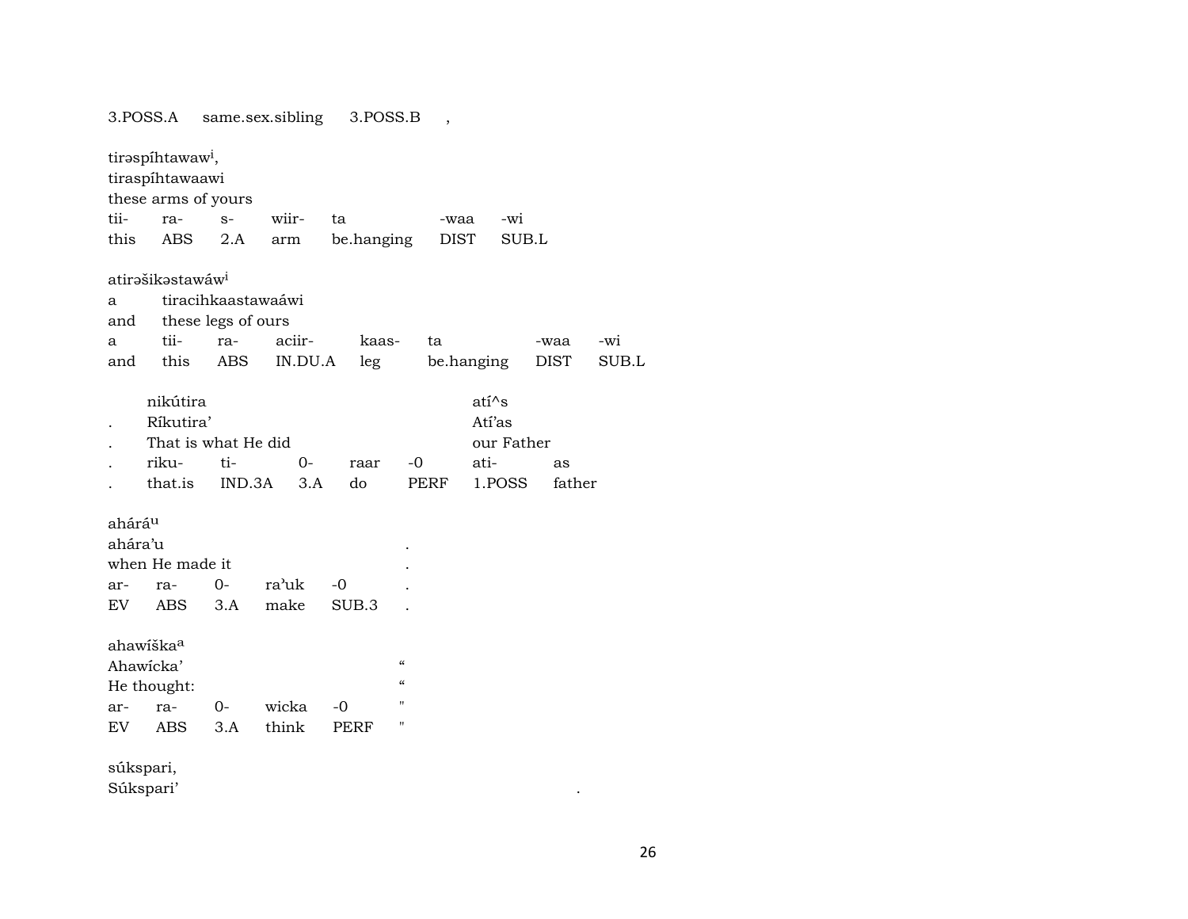3.POSS.A    same.sex.sibling    3.POSS.B    ,

tirəspíhtawaw[i],
tiraspíhtawaawi
these arms of yours

| tii- | ra- | s- | wiir- | ta | -waa | -wi |
|---|---|---|---|---|---|---|
| this | ABS | 2.A | arm | be.hanging | DIST | SUB.L |

atirəšikəstawáw[i]
a    tiracihkaastawaáwi
and    these legs of ours

| a | tii- | ra- | aciir- | kaas- | ta | -waa | -wi |
|---|---|---|---|---|---|---|---|
| and | this | ABS | IN.DU.A | leg | be.hanging | DIST | SUB.L |

| | nikútira | | | | | atí^s | |
|---|---|---|---|---|---|---|---|
| . | Ríkutira' | | | | | Atí'as | |
| . | That is what He did | | | | | our Father | |
| . | riku- | ti- | 0- | raar | -0 | ati- | as |
| . | that.is | IND.3A | 3.A | do | PERF | 1.POSS | father |

ahárá[u]
ahára'u    .
when He made it    .

| ar- | ra- | 0- | ra'uk | -0 | . |
|---|---|---|---|---|---|
| EV | ABS | 3.A | make | SUB.3 | . |

ahawíška[a]
Ahawícka'    “
He thought:    “

| ar- | ra- | 0- | wicka | -0 | " |
|---|---|---|---|---|---|
| EV | ABS | 3.A | think | PERF | " |

súkspari,
Súkspari'    .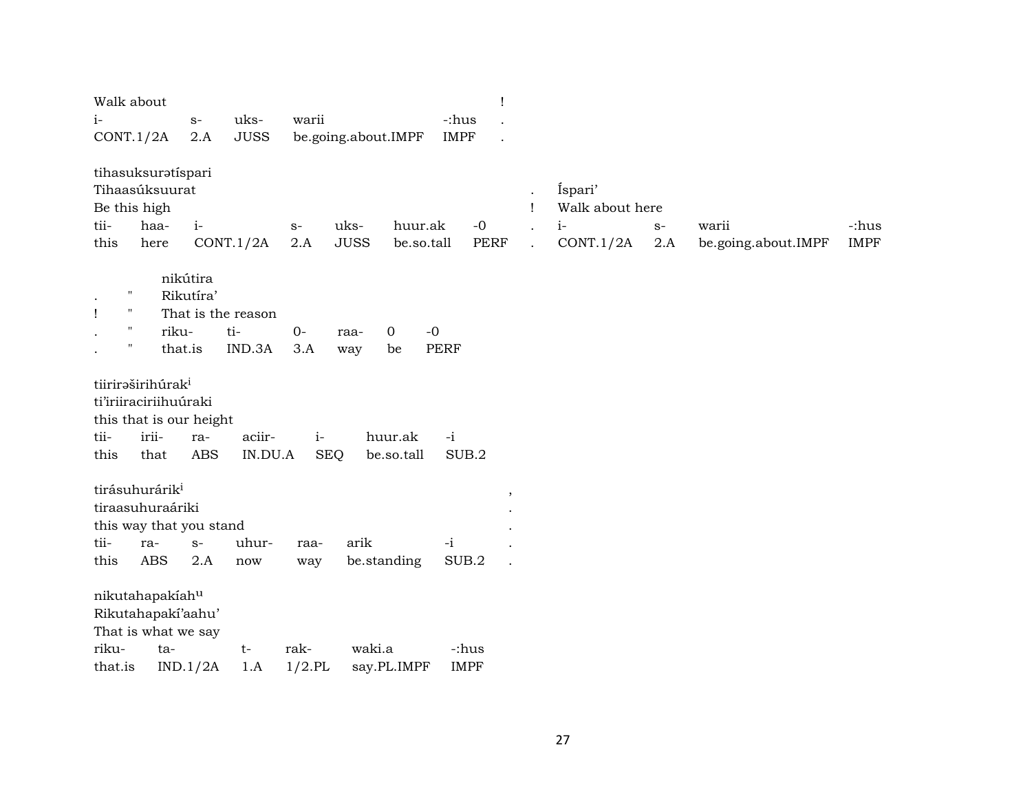| Walk about | | | | | ! |
|---|---|---|---|---|---|
| i- | s- | uks- | warii | -:hus | . |
| CONT.1/2A | 2.A | JUSS | be.going.about.IMPF | IMPF | . |

tihasuksurətíspari

| Tihaasúksuurat | | | | | | | . | Íspari' | | | |
|---|---|---|---|---|---|---|---|---|---|---|---|
| Be this high | | | | | | | ! | Walk about here | | | |
| tii- | haa- | i- | s- | uks- | huur.ak | -0 | . | i- | s- | warii | -:hus |
| this | here | CONT.1/2A | 2.A | JUSS | be.so.tall | PERF | . | CONT.1/2A | 2.A | be.going.about.IMPF | IMPF |

| | | nikútira | | | | | |
|---|---|---|---|---|---|---|---|
| . | " | Rikutíra' | | | | | |
| ! | " | That is the reason | | | | | |
| . | " | riku- | ti- | 0- | raa- | 0 | -0 |
| . | " | that.is | IND.3A | 3.A | way | be | PERF |

tiirirəširihúrak[i]

| ti'iriiraciriihuúraki | | | | | | |
|---|---|---|---|---|---|---|
| this that is our height | | | | | | |
| tii- | irii- | ra- | aciir- | i- | huur.ak | -i |
| this | that | ABS | IN.DU.A | SEQ | be.so.tall | SUB.2 |

tirásuhurárik[i]

| tiraasuhuraáriki | | | | | | | , . |
|---|---|---|---|---|---|---|---|
| this way that you stand | | | | | | | . |
| tii- | ra- | s- | uhur- | raa- | arik | -i | . |
| this | ABS | 2.A | now | way | be.standing | SUB.2 | . |

nikutahapakíah[u]

| Rikutahapakí'aahu' | | | | | |
|---|---|---|---|---|---|
| That is what we say | | | | | |
| riku- | ta- | t- | rak- | waki.a | -:hus |
| that.is | IND.1/2A | 1.A | 1/2.PL | say.PL.IMPF | IMPF |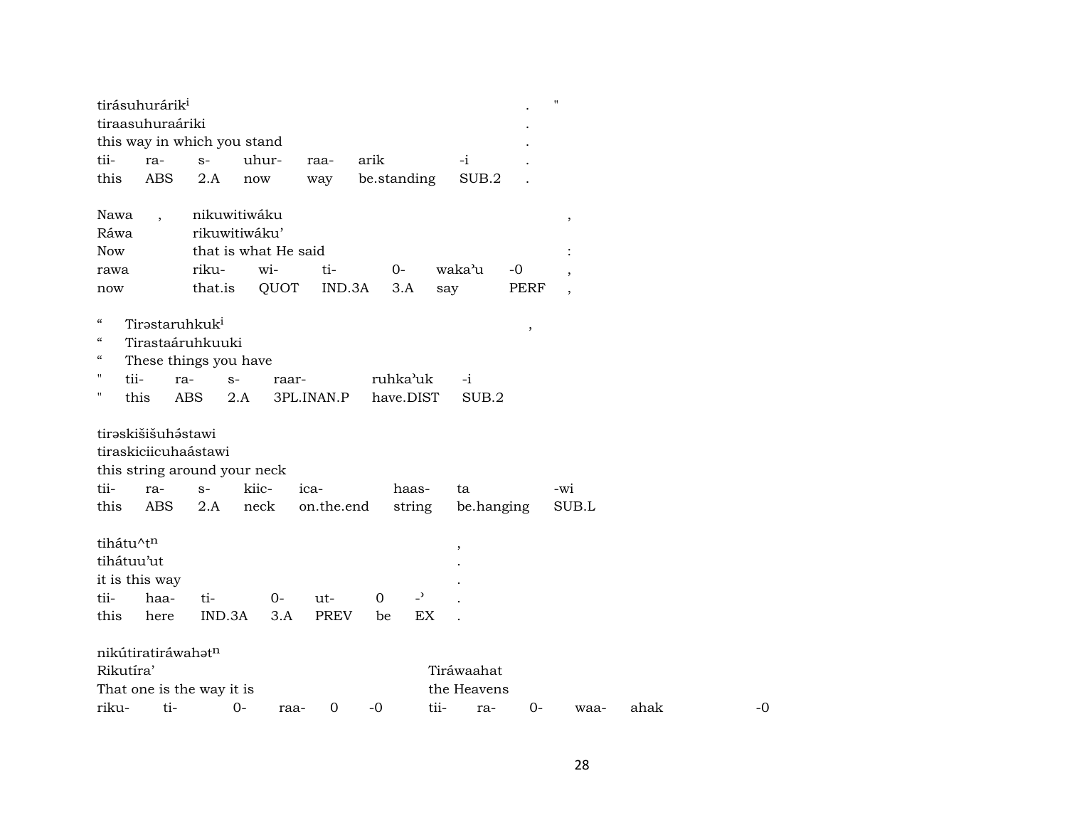tirásuhuráriki . "
tiraasuhuraáriki .
this way in which you stand .

| tii- | ra- | s- | uhur- | raa- | arik | -i | . |
|---|---|---|---|---|---|---|---|
| this | ABS | 2.A | now | way | be.standing | SUB.2 | . |

Nawa , nikuwitiwáku ,
Ráwa rikuwitiwáku'
Now that is what He said :

| rawa | riku- | wi- | ti- | 0- | waka'u | -0 | , |
|---|---|---|---|---|---|---|---|
| now | that.is | QUOT | IND.3A | 3.A | say | PERF | , |

" Tirəstaruhkuki ,
" Tirastaáruhkuuki
" These things you have

| " | tii- | ra- | s- | raar- | ruhka'uk | -i |
|---|---|---|---|---|---|---|
| " | this | ABS | 2.A | 3PL.INAN.P | have.DIST | SUB.2 |

tirəskišišuhə́stawi
tiraskiciicuhaástawi
this string around your neck

| tii- | ra- | s- | kiic- | ica- | haas- | ta | -wi |
|---|---|---|---|---|---|---|---|
| this | ABS | 2.A | neck | on.the.end | string | be.hanging | SUB.L |

tihátu^tn ,
tihátuu'ut .
it is this way .

| tii- | haa- | ti- | 0- | ut- | 0 | -' | . |
|---|---|---|---|---|---|---|---|
| this | here | IND.3A | 3.A | PREV | be | EX | . |

nikútiratiráwahətn
Rikutíra' Tiráwaahat
That one is the way it is the Heavens

| riku- | ti- | 0- | raa- | 0 | -0 | tii- | ra- | 0- | waa- | ahak | -0 |
|---|---|---|---|---|---|---|---|---|---|---|---|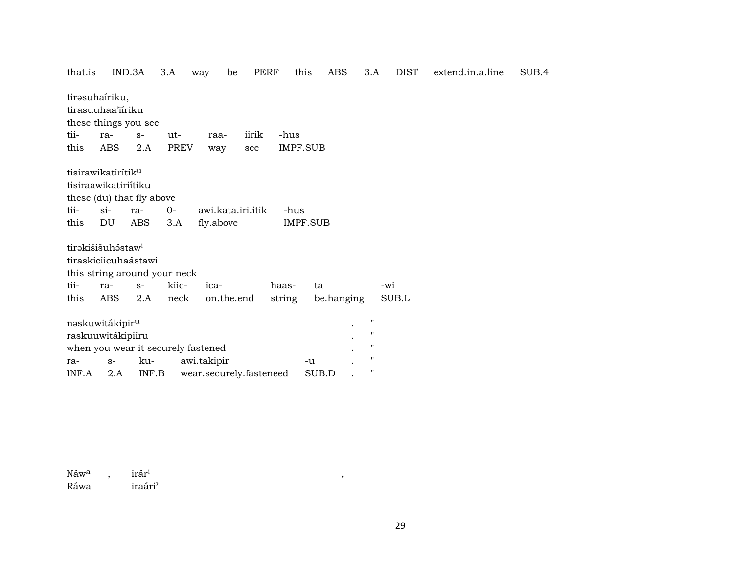that.is IND.3A 3.A way be PERF this ABS 3.A DIST extend.in.a.line SUB.4

tirəsuhaíriku,
tirasuuhaa'iíriku
these things you see

| tii- | ra- | s- | ut- | raa- | iirik | -hus |
|---|---|---|---|---|---|---|
| this | ABS | 2.A | PREV | way | see | IMPF.SUB |

tisirawikatirítik[u]
tisiraawikatiriítiku
these (du) that fly above

| tii- | si- | ra- | 0- | awi.kata.iri.itik | -hus |
|---|---|---|---|---|---|
| this | DU | ABS | 3.A | fly.above | IMPF.SUB |

tirəkišišuhə́staw[i]
tiraskiciicuhaástawi
this string around your neck

| tii- | ra- | s- | kiic- | ica- | haas- | ta | -wi |
|---|---|---|---|---|---|---|---|
| this | ABS | 2.A | neck | on.the.end | string | be.hanging | SUB.L |

nəskuwitákipir[u] . "
raskuuwitákipiiru . "
when you wear it securely fastened . "

| ra- | s- | ku- | awi.takipir | -u | . | " |
|---|---|---|---|---|---|---|
| INF.A | 2.A | INF.B | wear.securely.fasteneed | SUB.D | . | " |

Náw[a] , irár[i] ,
Ráwa iraári'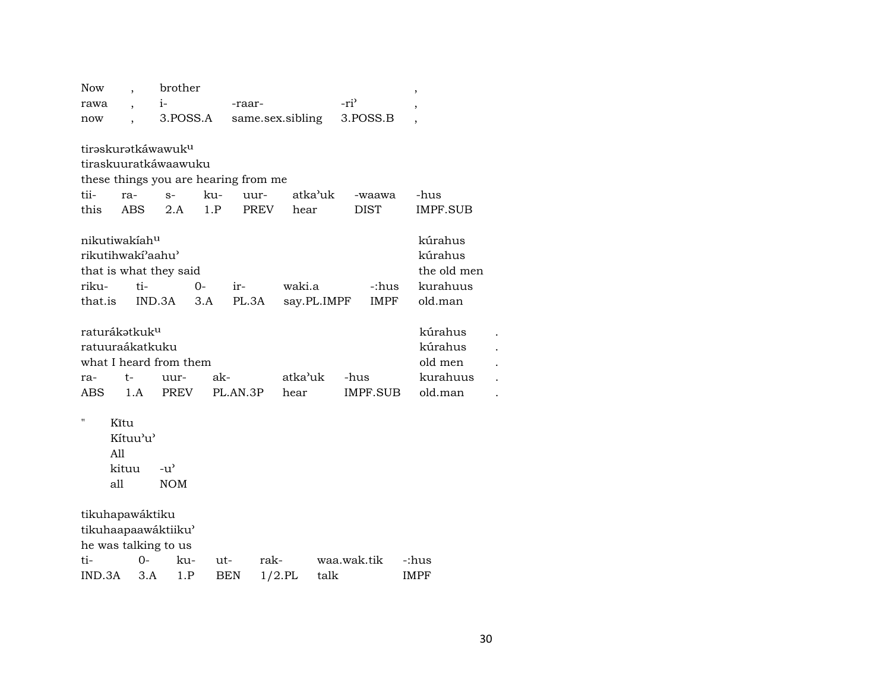| Now | , | brother | | | , |
|---|---|---|---|---|---|
| rawa | , | i- | -raar- | -ri' | , |
| now | , | 3.POSS.A | same.sex.sibling | 3.POSS.B | , |

tirəskurətkáwawuk<sup>u</sup>
tiraskuuratkáwaawuku
these things you are hearing from me

| tii- | ra- | s- | ku- | uur- | atka'uk | -waawa | -hus |
|---|---|---|---|---|---|---|---|
| this | ABS | 2.A | 1.P | PREV | hear | DIST | IMPF.SUB |

nikutiwakíah<sup>u</sup> kúrahus
rikutihwakí'aahu' kúrahus
that is what they said the old men

| riku- | ti- | 0- | ir- | waki.a | -:hus | kurahuus |
|---|---|---|---|---|---|---|
| that.is | IND.3A | 3.A | PL.3A | say.PL.IMPF | IMPF | old.man |

raturákətkuk<sup>u</sup> kúrahus .
ratuuraákatkuku kúrahus .
what I heard from them old men .

| ra- | t- | uur- | ak- | atka'uk | -hus | kurahuus | . |
|---|---|---|---|---|---|---|---|
| ABS | 1.A | PREV | PL.AN.3P | hear | IMPF.SUB | old.man | . |

" Kĩtu
Kítuu'u'
All

| kituu | -u' |
|---|---|
| all | NOM |

tikuhapawáktiku
tikuhaapaawáktiiku'
he was talking to us

| ti- | 0- | ku- | ut- | rak- | waa.wak.tik | -:hus |
|---|---|---|---|---|---|---|
| IND.3A | 3.A | 1.P | BEN | 1/2.PL | talk | IMPF |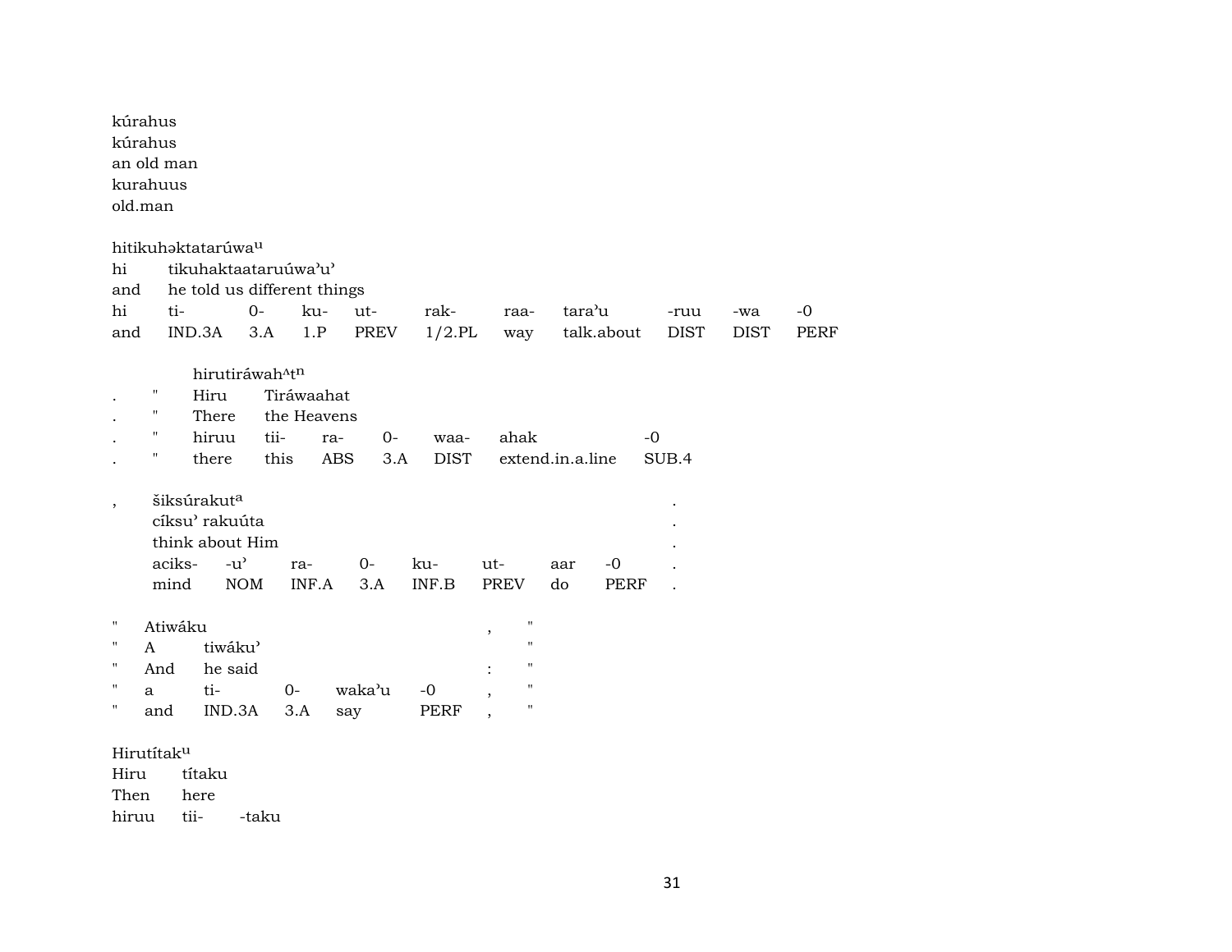kúrahus
kúrahus
an old man
kurahuus
old.man

hitikuhəktatarúwa[u]

| hi | tikuhaktaataruúwa’u’ | | | | | | | | | |
|---|---|---|---|---|---|---|---|---|---|---|
| and | he told us different things | | | | | | | | | |
| hi | ti- | 0- | ku- | ut- | rak- | raa- | tara’u | -ruu | -wa | -0 |
| and | IND.3A | 3.A | 1.P | PREV | 1/2.PL | way | talk.about | DIST | DIST | PERF |

hirutiráwah^t[n]

| . | " | Hiru | Tiráwaahat | | | | | |
|---|---|---|---|---|---|---|---|---|
| . | " | There | the Heavens | | | | | |
| . | " | hiruu | tii- | ra- | 0- | waa- | ahak | -0 |
| . | " | there | this | ABS | 3.A | DIST | extend.in.a.line | SUB.4 |

| , | šiksúrakut[a] | | | | | | | | . |
|---|---|---|---|---|---|---|---|---|---|
| | cíksu’ rakuúta | | | | | | | | . |
| | think about Him | | | | | | | | . |
| | aciks- | -u’ | ra- | 0- | ku- | ut- | aar | -0 | . |
| | mind | NOM | INF.A | 3.A | INF.B | PREV | do | PERF | . |

| " | Atiwáku | | | | | , | " |
|---|---|---|---|---|---|---|---|
| " | A | tiwáku’ | | | | | " |
| " | And | he said | | | | : | " |
| " | a | ti- | 0- | waka’u | -0 | , | " |
| " | and | IND.3A | 3.A | say | PERF | , | " |

Hirutítak[u]

| Hiru | títaku | |
|---|---|---|
| Then | here | |
| hiruu | tii- | -taku |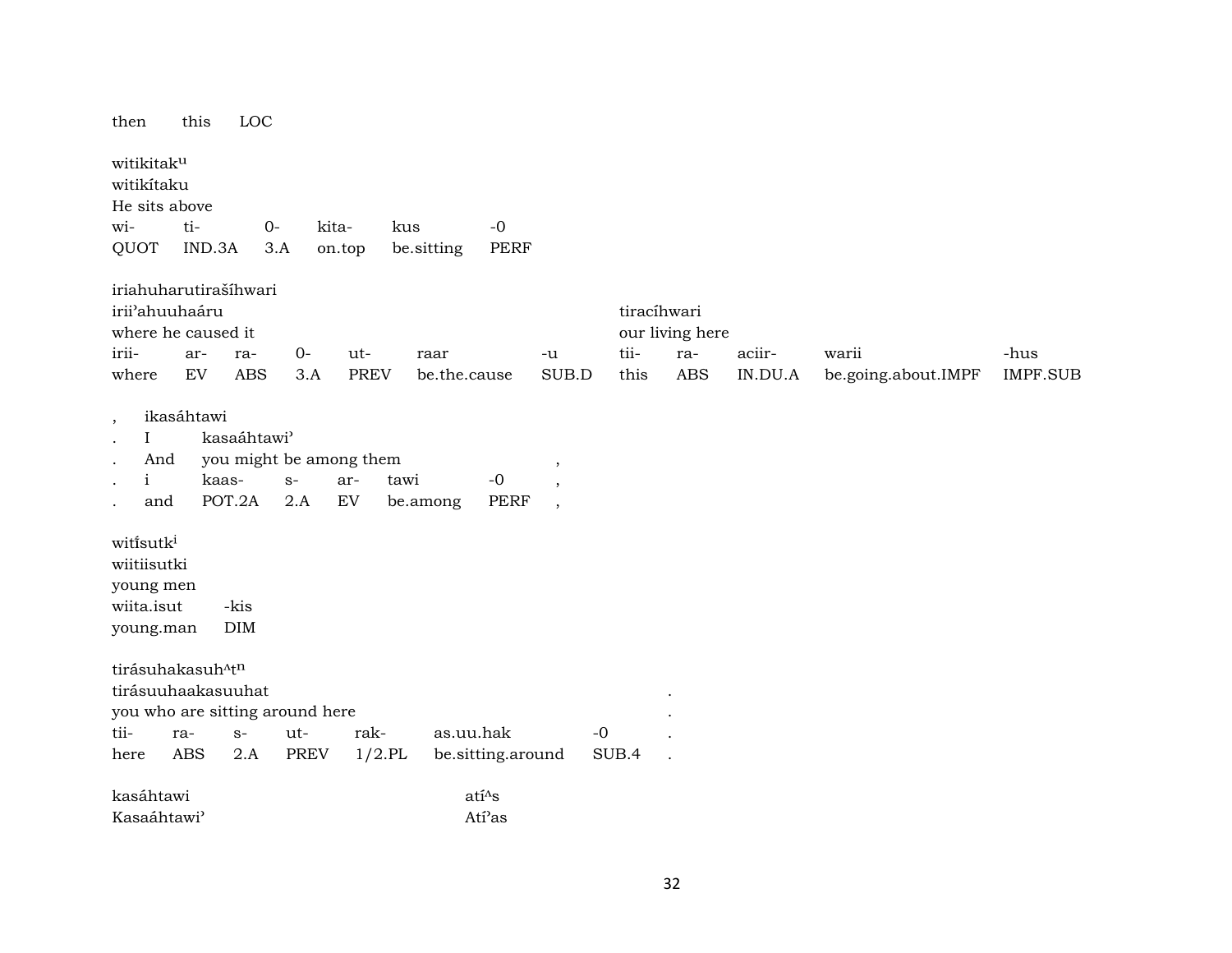then this LOC

witikitak$^{u}$
witikítaku
He sits above

| wi- | ti- | 0- | kita- | kus | -0 |
|---|---|---|---|---|---|
| QUOT | IND.3A | 3.A | on.top | be.sitting | PERF |

iriahuharutirašíhwari
irii’ahuuhaáru tiracíhwari
where he caused it our living here

| irii- | ar- | ra- | 0- | ut- | raar | -u | tii- | ra- | aciir- | warii | -hus |
|---|---|---|---|---|---|---|---|---|---|---|---|
| where | EV | ABS | 3.A | PREV | be.the.cause | SUB.D | this | ABS | IN.DU.A | be.going.about.IMPF | IMPF.SUB |

, ikasáhtawi
. I kasaáhtawi’
. And you might be among them ,

| . | i | kaas- | s- | ar- | tawi | -0 | , |
|---|---|---|---|---|---|---|---|
| . | and | POT.2A | 2.A | EV | be.among | PERF | , |

witísutk$^{i}$
wiitiisutki
young men

| wiita.isut | -kis |
|---|---|
| young.man | DIM |

tirásuhakasuh$^{\wedge}$t$^{n}$
tirásuuhaakasuuhat .
you who are sitting around here .

| tii- | ra- | s- | ut- | rak- | as.uu.hak | -0 | . |
|---|---|---|---|---|---|---|---|
| here | ABS | 2.A | PREV | 1/2.PL | be.sitting.around | SUB.4 | . |

kasáhtawi atí$^{\wedge}$s
Kasaáhtawi’ Atí’as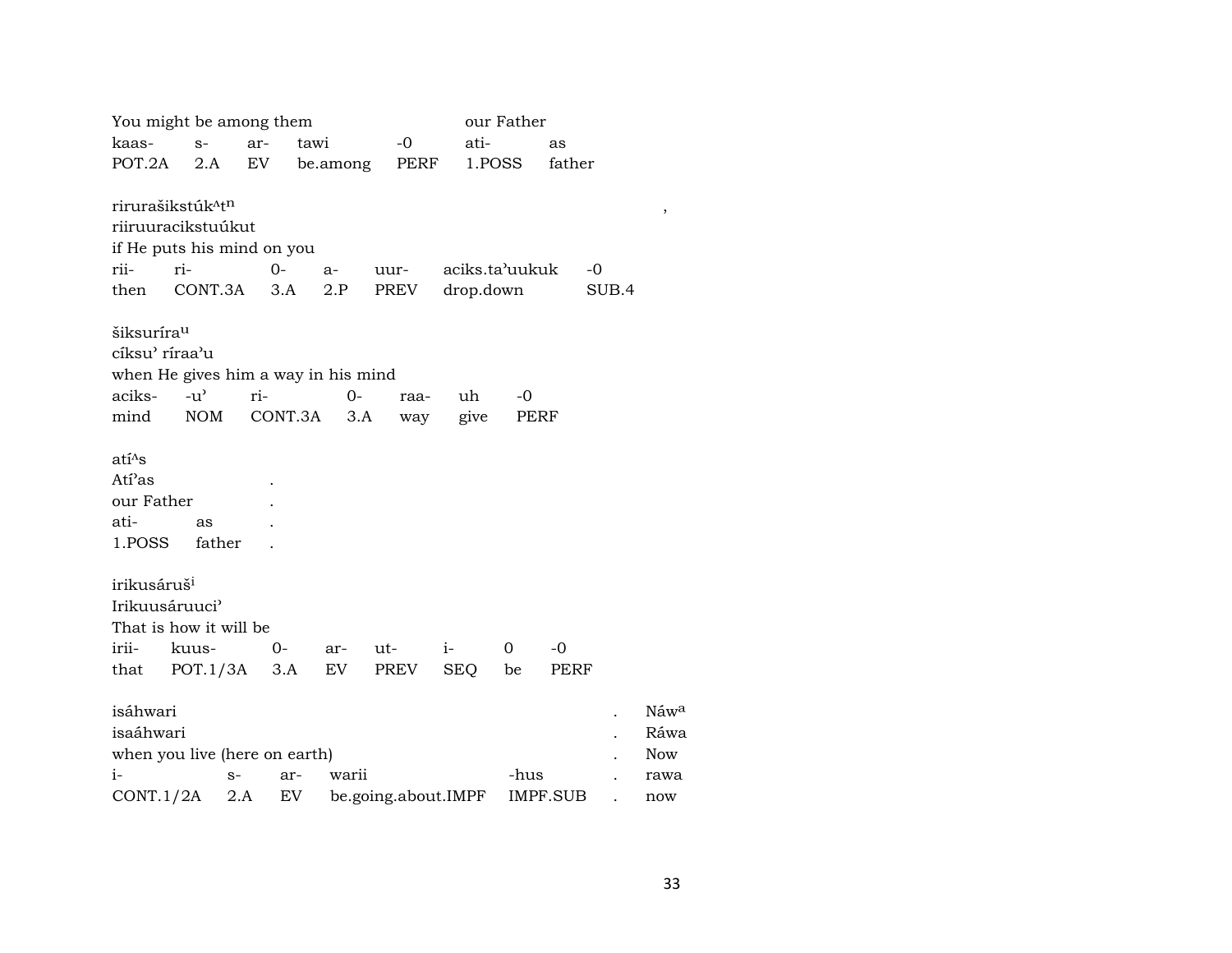You might be among them our Father

| kaas- | s- | ar- | tawi | -0 | ati- | as |
|---|---|---|---|---|---|---|
| POT.2A | 2.A | EV | be.among | PERF | 1.POSS | father |

rirurašikstúk^t^n ,
riiruuracikstuúkut
if He puts his mind on you

| rii- | ri- | 0- | a- | uur- | aciks.ta'uukuk | -0 |
|---|---|---|---|---|---|---|
| then | CONT.3A | 3.A | 2.P | PREV | drop.down | SUB.4 |

šiksuríra^u
cíksu' ríraa'u
when He gives him a way in his mind

| aciks- | -u' | ri- | 0- | raa- | uh | -0 |
|---|---|---|---|---|---|---|
| mind | NOM | CONT.3A | 3.A | way | give | PERF |

atí^s
Atí'as .
our Father .

| ati- | as | . |
|---|---|---|
| 1.POSS | father | . |

irikusáruš^i
Irikuusáruuci'
That is how it will be

| irii- | kuus- | 0- | ar- | ut- | i- | 0 | -0 |
|---|---|---|---|---|---|---|---|
| that | POT.1/3A | 3.A | EV | PREV | SEQ | be | PERF |

isáhwari . Náw^a
isaáhwari . Ráwa
when you live (here on earth) . Now

| i- | s- | ar- | warii | -hus | . | rawa |
|---|---|---|---|---|---|---|
| CONT.1/2A | 2.A | EV | be.going.about.IMPF | IMPF.SUB | . | now |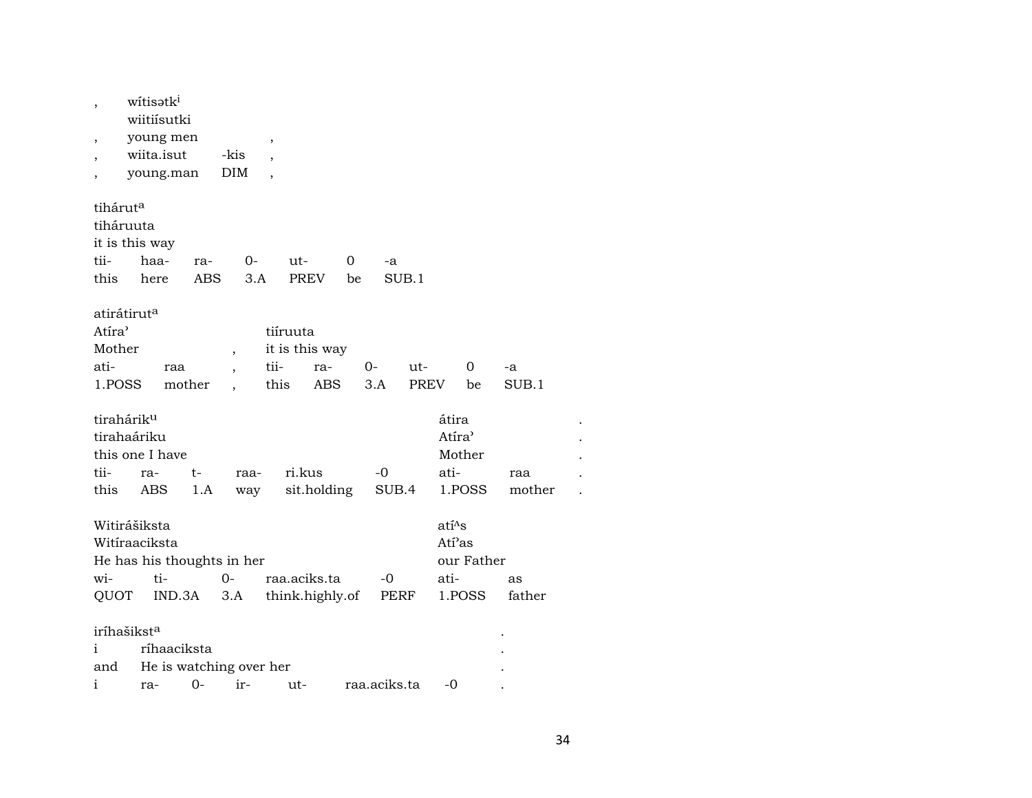| , | wítisətk[i] | | |
|---|---|---|---|
| | wiitiísutki | | |
| , | young men | | , |
| , | wiita.isut | -kis | , |
| , | young.man | DIM | , |

| tihárut[a] | | | | | | |
|---|---|---|---|---|---|---|
| tiháruuta | | | | | | |
| it is this way | | | | | | |
| tii- | haa- | ra- | 0- | ut- | 0 | -a |
| this | here | ABS | 3.A | PREV | be | SUB.1 |

| atirátirut[a] | | | | | | | | |
|---|---|---|---|---|---|---|---|---|
| Atíraʾ | | | tiíruuta | | | | | |
| Mother | | , | it is this way | | | | | |
| ati- | raa | , | tii- | ra- | 0- | ut- | 0 | -a |
| 1.POSS | mother | , | this | ABS | 3.A | PREV | be | SUB.1 |

| tiraharik[u] | | | | | | átira | | . |
|---|---|---|---|---|---|---|---|---|
| tirahaáriku | | | | | | Atíraʾ | | . |
| this one I have | | | | | | Mother | | . |
| tii- | ra- | t- | raa- | ri.kus | -0 | ati- | raa | . |
| this | ABS | 1.A | way | sit.holding | SUB.4 | 1.POSS | mother | . |

| Witirášiksta | | | | | atí^s | |
|---|---|---|---|---|---|---|
| Witíraaciksta | | | | | Atíʾas | |
| He has his thoughts in her | | | | | our Father | |
| wi- | ti- | 0- | raa.aciks.ta | -0 | ati- | as |
| QUOT | IND.3A | 3.A | think.highly.of | PERF | 1.POSS | father |

| iríhašikst[a] | | | | | | | . |
|---|---|---|---|---|---|---|---|
| i | ríhaaciksta | | | | | | . |
| and | He is watching over her | | | | | | . |
| i | ra- | 0- | ir- | ut- | raa.aciks.ta | -0 | . |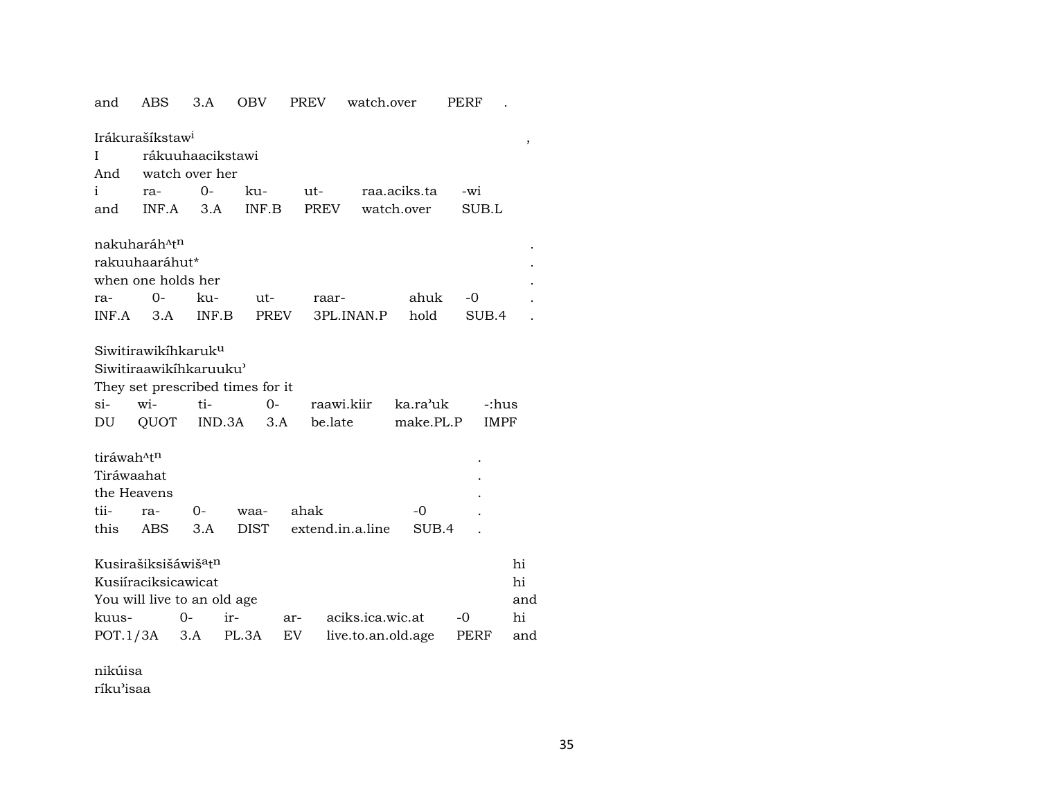and ABS 3.A OBV PREV watch.over PERF .

| Irákurašíkstaw$^{i}$ | | | | | | | , |
|---|---|---|---|---|---|---|---|
| I | rákuuhaacikstawi | | | | | | |
| And | watch over her | | | | | | |
| i | ra- | 0- | ku- | ut- | raa.aciks.ta | -wi | |
| and | INF.A | 3.A | INF.B | PREV | watch.over | SUB.L | |

| nakuharáh$^{\wedge}$t$^{n}$ | | | | | | | . |
|---|---|---|---|---|---|---|---|
| rakuuhaaráhut* | | | | | | | . |
| when one holds her | | | | | | | . |
| ra- | 0- | ku- | ut- | raar- | ahuk | -0 | . |
| INF.A | 3.A | INF.B | PREV | 3PL.INAN.P | hold | SUB.4 | . |

| Siwitirawikíhkaruk$^{u}$ | | | | | | |
|---|---|---|---|---|---|---|
| Siwitiraawikíhkaruuku' | | | | | | |
| They set prescribed times for it | | | | | | |
| si- | wi- | ti- | 0- | raawi.kiir | ka.ra'uk | -:hus |
| DU | QUOT | IND.3A | 3.A | be.late | make.PL.P | IMPF |

| tiráwah$^{\wedge}$t$^{n}$ | | | | | | . |
|---|---|---|---|---|---|---|
| Tiráwaahat | | | | | | . |
| the Heavens | | | | | | . |
| tii- | ra- | 0- | waa- | ahak | -0 | . |
| this | ABS | 3.A | DIST | extend.in.a.line | SUB.4 | . |

| Kusirašiksišáwiš$^{a}$t$^{n}$ | | | | | | hi |
|---|---|---|---|---|---|---|
| Kusiíraciksicawicat | | | | | | hi |
| You will live to an old age | | | | | | and |
| kuus- | 0- | ir- | ar- | aciks.ica.wic.at | -0 | hi |
| POT.1/3A | 3.A | PL.3A | EV | live.to.an.old.age | PERF | and |

nikúisa
ríku'isaa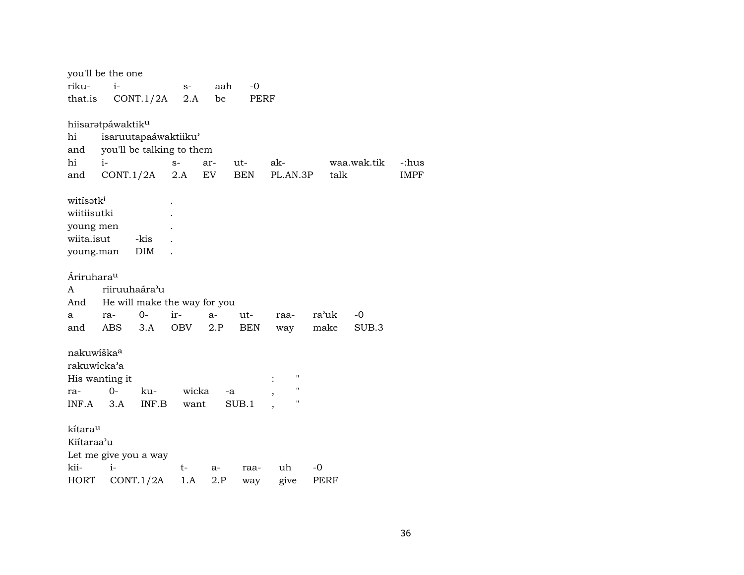you'll be the one

| riku- | i- | s- | aah | -0 |
|---|---|---|---|---|
| that.is | CONT.1/2A | 2.A | be | PERF |

hiisarətpáwaktik^u

hi isaruutapaáwaktiiku'

and you'll be talking to them

| hi | i- | s- | ar- | ut- | ak- | waa.wak.tik | -:hus |
|---|---|---|---|---|---|---|---|
| and | CONT.1/2A | 2.A | EV | BEN | PL.AN.3P | talk | IMPF |

witísətk^i .

wiitiisutki .

young men .

| wiita.isut | -kis | . |
|---|---|---|
| young.man | DIM | . |

Áriruhara^u

A riiruuhaára'u

And He will make the way for you

| a | ra- | 0- | ir- | a- | ut- | raa- | ra'uk | -0 |
|---|---|---|---|---|---|---|---|---|
| and | ABS | 3.A | OBV | 2.P | BEN | way | make | SUB.3 |

nakuwíška^a

rakuwícka'a

His wanting it : "

| ra- | 0- | ku- | wicka | -a | , | " |
|---|---|---|---|---|---|---|
| INF.A | 3.A | INF.B | want | SUB.1 | , | " |

kítara^u

Kiítaraa'u

Let me give you a way

| kii- | i- | t- | a- | raa- | uh | -0 |
|---|---|---|---|---|---|---|
| HORT | CONT.1/2A | 1.A | 2.P | way | give | PERF |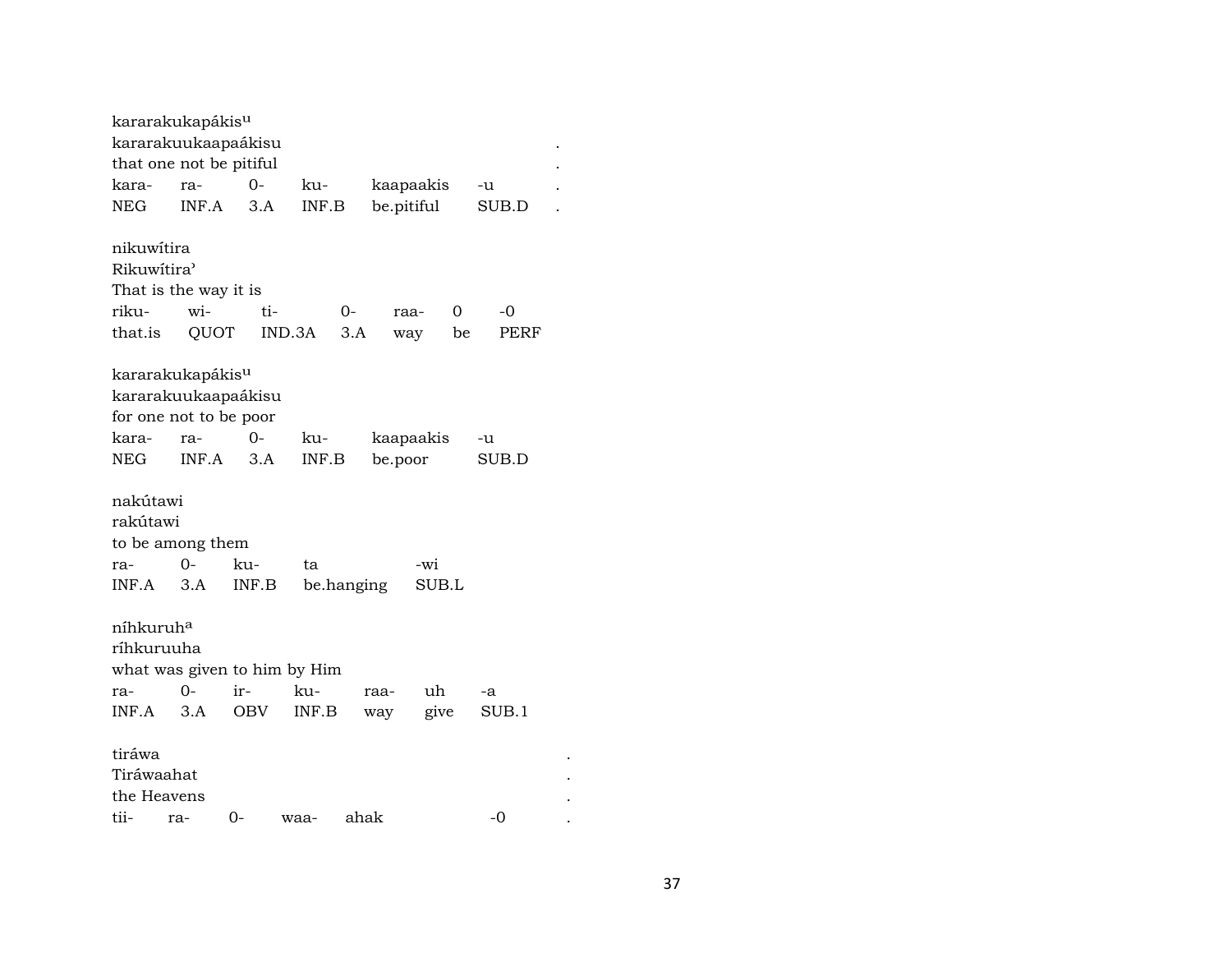kararakukapákis^u
kararakuukaapaákisu .
that one not be pitiful .

| kara- | ra- | 0- | ku- | kaapaakis | -u | . |
|---|---|---|---|---|---|---|
| NEG | INF.A | 3.A | INF.B | be.pitiful | SUB.D | . |

nikuwítira
Rikuwítira'
That is the way it is

| riku- | wi- | ti- | 0- | raa- | 0 | -0 |
|---|---|---|---|---|---|---|
| that.is | QUOT | IND.3A | 3.A | way | be | PERF |

kararakukapákis^u
kararakuukaapaákisu
for one not to be poor

| kara- | ra- | 0- | ku- | kaapaakis | -u |
|---|---|---|---|---|---|
| NEG | INF.A | 3.A | INF.B | be.poor | SUB.D |

nakútawi
rakútawi
to be among them

| ra- | 0- | ku- | ta | -wi |
|---|---|---|---|---|
| INF.A | 3.A | INF.B | be.hanging | SUB.L |

níhkuruh^a
ríhkuruuha
what was given to him by Him

| ra- | 0- | ir- | ku- | raa- | uh | -a |
|---|---|---|---|---|---|---|
| INF.A | 3.A | OBV | INF.B | way | give | SUB.1 |

tiráwa .
Tiráwaahat .
the Heavens .

| tii- | ra- | 0- | waa- | ahak | -0 | . |
|---|---|---|---|---|---|---|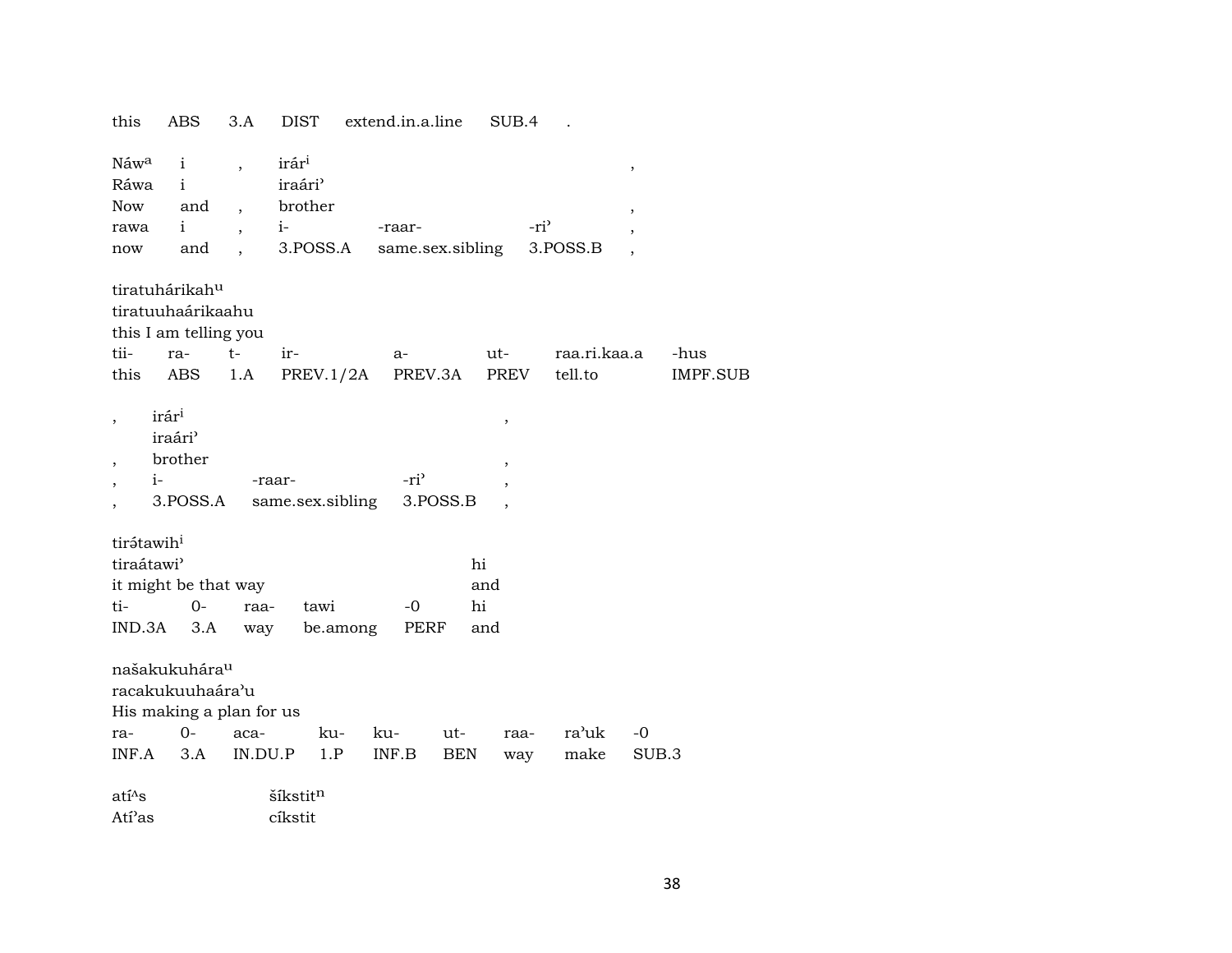| this | ABS | 3.A | DIST | extend.in.a.line | SUB.4 | . |
|---|---|---|---|---|---|---|

| Náwa | i | , | irári | | | , |
|---|---|---|---|---|---|---|
| Ráwa | i | | iraári' | | | |
| Now | and | , | brother | | | , |
| rawa | i | , | i- | -raar- | -ri' | , |
| now | and | , | 3.POSS.A | same.sex.sibling | 3.POSS.B | , |

| tiratuhárikahu | | | | | | | |
|---|---|---|---|---|---|---|---|
| tiratuuhaárikaahu | | | | | | | |
| this I am telling you | | | | | | | |
| tii- | ra- | t- | ir- | a- | ut- | raa.ri.kaa.a | -hus |
| this | ABS | 1.A | PREV.1/2A | PREV.3A | PREV | tell.to | IMPF.SUB |

| , | irári | | | , |
|---|---|---|---|---|
| | iraári' | | | |
| , | brother | | | , |
| , | i- | -raar- | -ri' | , |
| , | 3.POSS.A | same.sex.sibling | 3.POSS.B | , |

| tirə́tawihi | | | | | |
|---|---|---|---|---|---|
| tiraátawi' | | | | | hi |
| it might be that way | | | | | and |
| ti- | 0- | raa- | tawi | -0 | hi |
| IND.3A | 3.A | way | be.among | PERF | and |

| našakukuhárau | | | | | | | | |
|---|---|---|---|---|---|---|---|---|
| racakukuuhaára'u | | | | | | | | |
| His making a plan for us | | | | | | | | |
| ra- | 0- | aca- | ku- | ku- | ut- | raa- | ra'uk | -0 |
| INF.A | 3.A | IN.DU.P | 1.P | INF.B | BEN | way | make | SUB.3 |

| atíˆs | šíkstitn |
|---|---|
| Atí'as | cíkstit |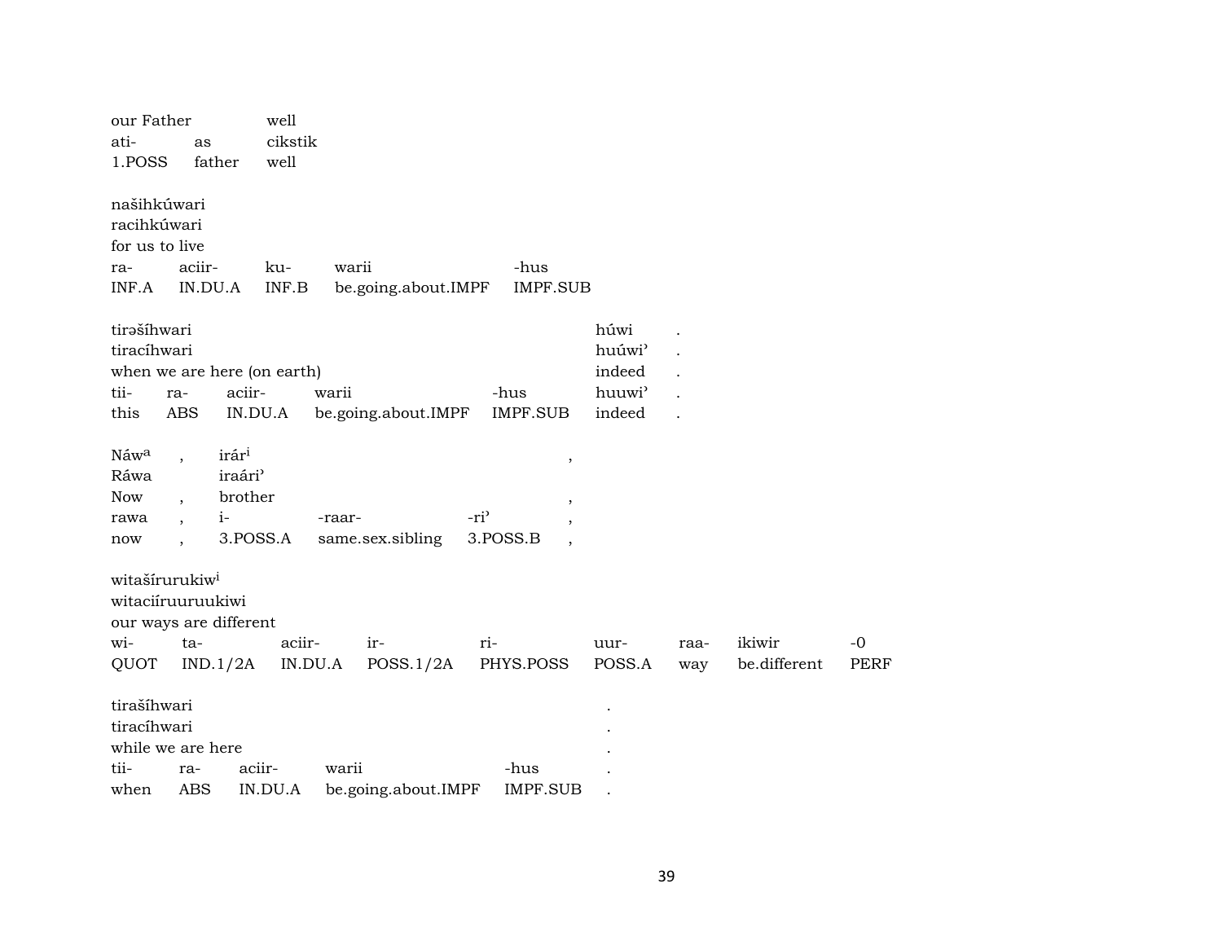our Father well

| ati- | as | cikstik |
|---|---|---|
| 1.POSS | father | well |

našihkúwari
racihkúwari
for us to live

| ra- | aciir- | ku- | warii | -hus |
|---|---|---|---|---|
| INF.A | IN.DU.A | INF.B | be.going.about.IMPF | IMPF.SUB |

tirəšíhwari húwi .
tiracíhwari huúwi' .
when we are here (on earth) indeed .

| tii- | ra- | aciir- | warii | -hus | huuwi' | . |
|---|---|---|---|---|---|---|
| this | ABS | IN.DU.A | be.going.about.IMPF | IMPF.SUB | indeed | . |

Náw[a] , irár[i] ,
Ráwa iraári'
Now , brother ,

| rawa | , | i- | -raar- | -ri' | , |
|---|---|---|---|---|---|
| now | , | 3.POSS.A | same.sex.sibling | 3.POSS.B | , |

witašírurukiw[i]
witaciíruuruukiwi
our ways are different

| wi- | ta- | aciir- | ir- | ri- | uur- | raa- | ikiwir | -0 |
|---|---|---|---|---|---|---|---|---|
| QUOT | IND.1/2A | IN.DU.A | POSS.1/2A | PHYS.POSS | POSS.A | way | be.different | PERF |

tirašíhwari .
tiracíhwari .
while we are here .

| tii- | ra- | aciir- | warii | -hus | . |
|---|---|---|---|---|---|
| when | ABS | IN.DU.A | be.going.about.IMPF | IMPF.SUB | . |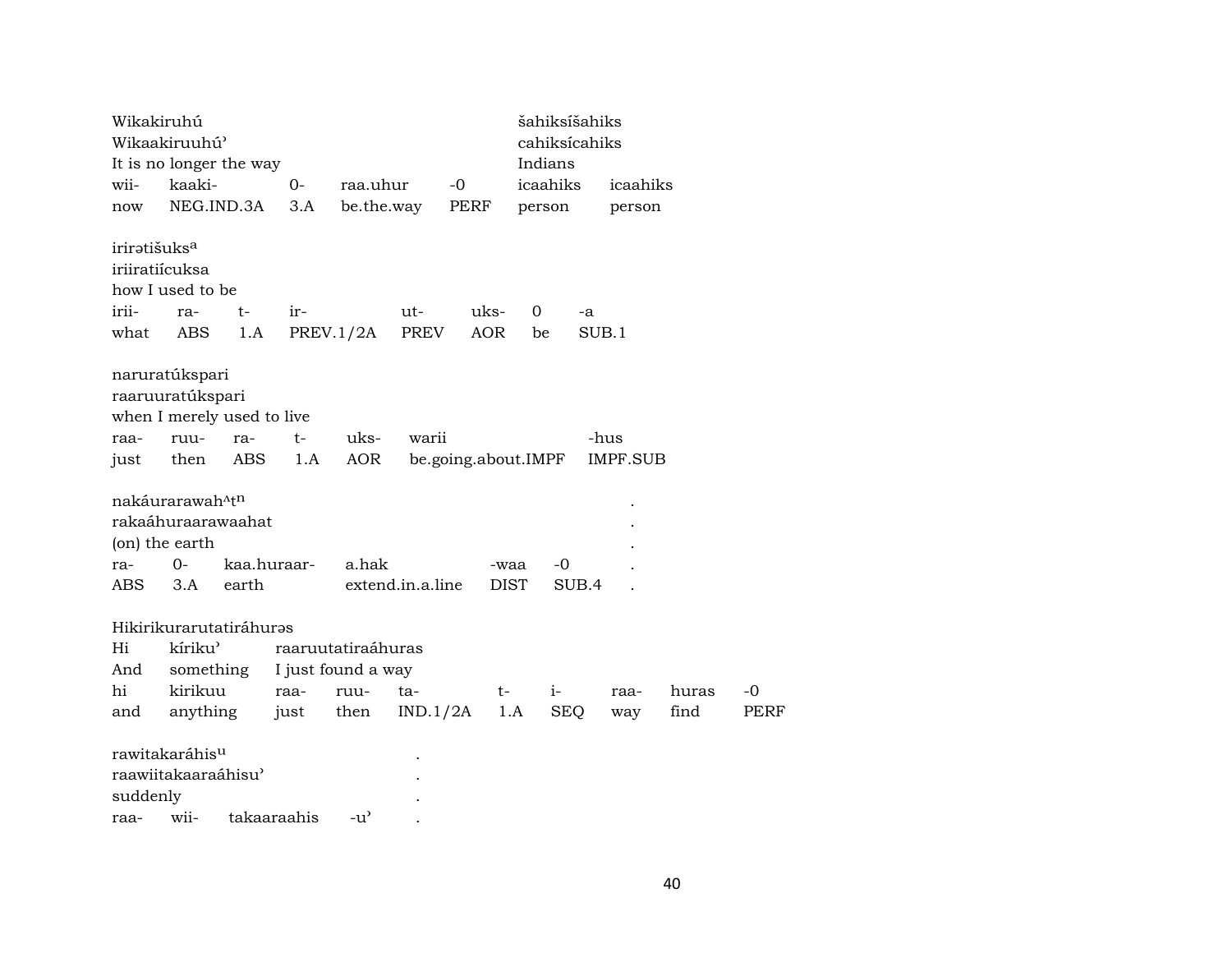Wikakiruhú
Wikaakiruuhú'
It is no longer the way

| wii- | kaaki- | 0- | raa.uhur | -0 |
|---|---|---|---|---|
| now | NEG.IND.3A | 3.A | be.the.way | PERF |

šahiksíšahiks
cahiksícahiks
Indians

| icaahiks | icaahiks |
|---|---|
| person | person |

irirətišuks[a]
iriiratiícuksa
how I used to be

| irii- | ra- | t- | ir- | ut- | uks- | 0 | -a |
|---|---|---|---|---|---|---|---|
| what | ABS | 1.A | PREV.1/2A | PREV | AOR | be | SUB.1 |

naruratúkspari
raaruuratúkspari
when I merely used to live

| raa- | ruu- | ra- | t- | uks- | warii | -hus |
|---|---|---|---|---|---|---|
| just | then | ABS | 1.A | AOR | be.going.about.IMPF | IMPF.SUB |

nakáurarawah^t[n] .
rakaáhuraarawaahat .
(on) the earth .

| ra- | 0- | kaa.huraar- | a.hak | -waa | -0 | . |
|---|---|---|---|---|---|---|
| ABS | 3.A | earth | extend.in.a.line | DIST | SUB.4 | . |

Hikirikurarutatiráhurəs

| Hi | kíriku' | raaruutatiraáhuras | | | | | | |
|---|---|---|---|---|---|---|---|---|
| And | something | I just found a way | | | | | | |
| hi | kirikuu | raa- | ruu- | ta- | t- | i- | raa- | huras | -0 |
| and | anything | just | then | IND.1/2A | 1.A | SEQ | way | find | PERF |

rawitakaráhis[u] .
raawiitakaaraáhisu' .
suddenly .

| raa- | wii- | takaaraahis | -u' | . |
|---|---|---|---|---|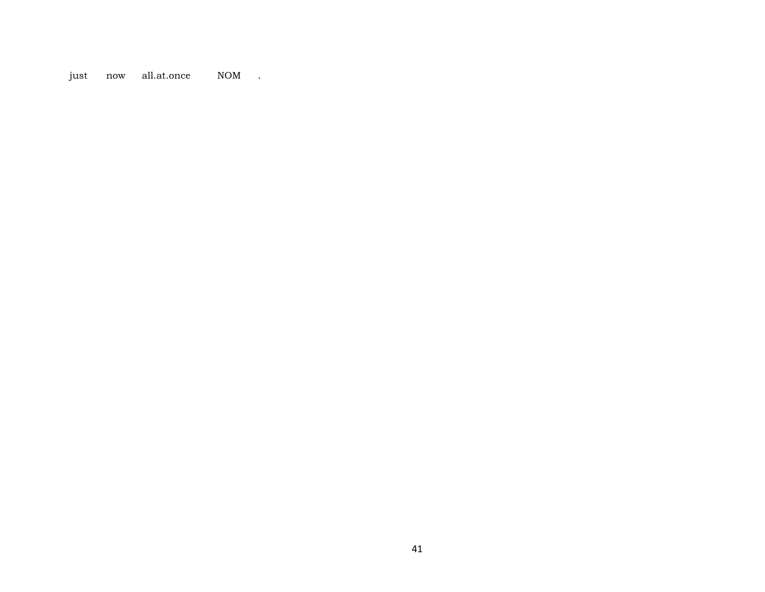just now all.at.once NOM .